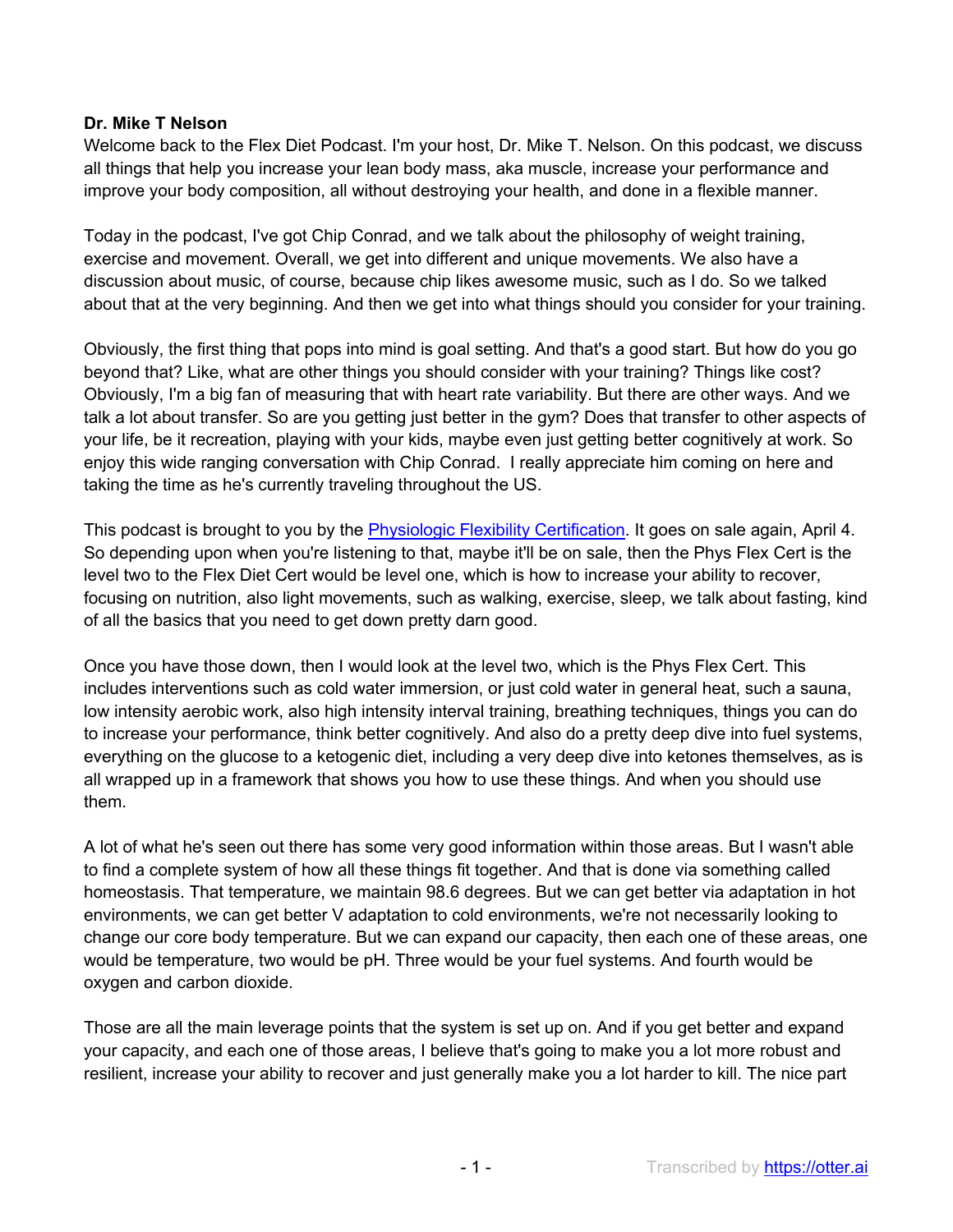**Dr. Mike T Nelson**

Welcome back to the Flex Diet Podcast. I'm your host, Dr. Mike T. Nelson. On this podcast, we discuss all things that help you increase your lean body mass, aka muscle, increase your performance and improve your body composition, all without destroying your health, and done in a flexible manner.

Today in the podcast, I've got Chip Conrad, and we talk about the philosophy of weight training, exercise and movement. Overall, we get into different and unique movements. We also have a discussion about music, of course, because chip likes awesome music, such as I do. So we talked about that at the very beginning. And then we get into what things should you consider for your training.

Obviously, the first thing that pops into mind is goal setting. And that's a good start. But how do you go beyond that? Like, what are other things you should consider with your training? Things like cost? Obviously, I'm a big fan of measuring that with heart rate variability. But there are other ways. And we talk a lot about transfer. So are you getting just better in the gym? Does that transfer to other aspects of your life, be it recreation, playing with your kids, maybe even just getting better cognitively at work. So enjoy this wide ranging conversation with Chip Conrad. I really appreciate him coming on here and taking the time as he's currently traveling throughout the US.

This podcast is brought to you by the [Physiologic Flexibility Certification](). It goes on sale again, April 4. So depending upon when you're listening to that, maybe it'll be on sale, then the Phys Flex Cert is the level two to the Flex Diet Cert would be level one, which is how to increase your ability to recover, focusing on nutrition, also light movements, such as walking, exercise, sleep, we talk about fasting, kind of all the basics that you need to get down pretty darn good.

Once you have those down, then I would look at the level two, which is the Phys Flex Cert. This includes interventions such as cold water immersion, or just cold water in general heat, such a sauna, low intensity aerobic work, also high intensity interval training, breathing techniques, things you can do to increase your performance, think better cognitively. And also do a pretty deep dive into fuel systems, everything on the glucose to a ketogenic diet, including a very deep dive into ketones themselves, as is all wrapped up in a framework that shows you how to use these things. And when you should use them.

A lot of what he's seen out there has some very good information within those areas. But I wasn't able to find a complete system of how all these things fit together. And that is done via something called homeostasis. That temperature, we maintain 98.6 degrees. But we can get better via adaptation in hot environments, we can get better V adaptation to cold environments, we're not necessarily looking to change our core body temperature. But we can expand our capacity, then each one of these areas, one would be temperature, two would be pH. Three would be your fuel systems. And fourth would be oxygen and carbon dioxide.

Those are all the main leverage points that the system is set up on. And if you get better and expand your capacity, and each one of those areas, I believe that's going to make you a lot more robust and resilient, increase your ability to recover and just generally make you a lot harder to kill. The nice part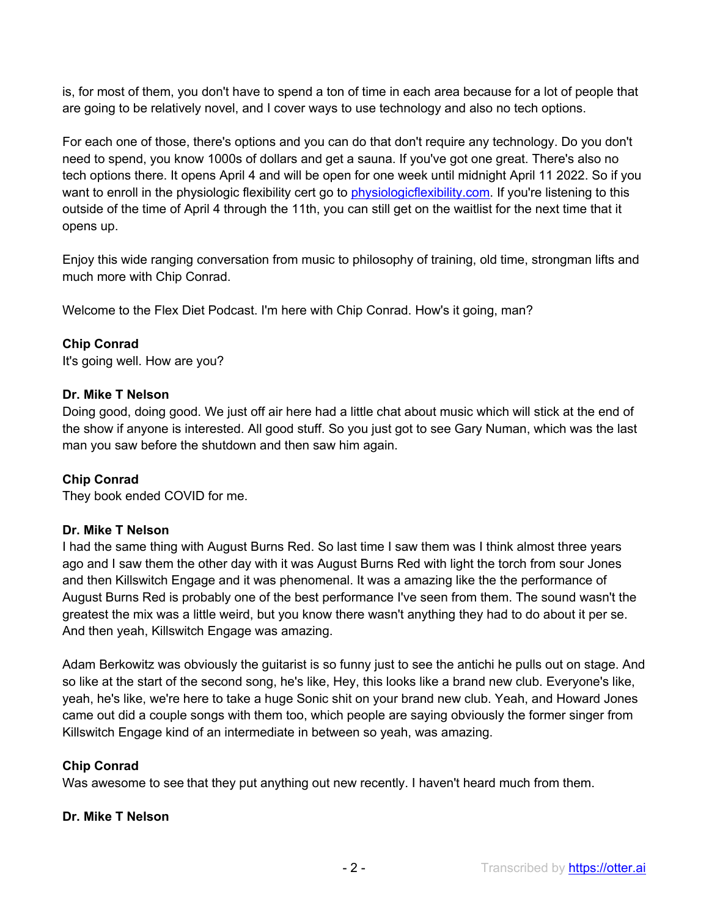is, for most of them, you don't have to spend a ton of time in each area because for a lot of people that are going to be relatively novel, and I cover ways to use technology and also no tech options.

For each one of those, there's options and you can do that don't require any technology. Do you don't need to spend, you know 1000s of dollars and get a sauna. If you've got one great. There's also no tech options there. It opens April 4 and will be open for one week until midnight April 11 2022. So if you want to enroll in the physiologic flexibility cert go to [physiologicflexibility.com](physiologicflexibility.com). If you're listening to this outside of the time of April 4 through the 11th, you can still get on the waitlist for the next time that it opens up.

Enjoy this wide ranging conversation from music to philosophy of training, old time, strongman lifts and much more with Chip Conrad.

Welcome to the Flex Diet Podcast. I'm here with Chip Conrad. How's it going, man?

**Chip Conrad**
It's going well. How are you?

**Dr. Mike T Nelson**
Doing good, doing good. We just off air here had a little chat about music which will stick at the end of the show if anyone is interested. All good stuff. So you just got to see Gary Numan, which was the last man you saw before the shutdown and then saw him again.

**Chip Conrad**
They book ended COVID for me.

**Dr. Mike T Nelson**
I had the same thing with August Burns Red. So last time I saw them was I think almost three years ago and I saw them the other day with it was August Burns Red with light the torch from sour Jones and then Killswitch Engage and it was phenomenal. It was a amazing like the the performance of August Burns Red is probably one of the best performance I've seen from them. The sound wasn't the greatest the mix was a little weird, but you know there wasn't anything they had to do about it per se. And then yeah, Killswitch Engage was amazing.

Adam Berkowitz was obviously the guitarist is so funny just to see the antichi he pulls out on stage. And so like at the start of the second song, he's like, Hey, this looks like a brand new club. Everyone's like, yeah, he's like, we're here to take a huge Sonic shit on your brand new club. Yeah, and Howard Jones came out did a couple songs with them too, which people are saying obviously the former singer from Killswitch Engage kind of an intermediate in between so yeah, was amazing.

**Chip Conrad**
Was awesome to see that they put anything out new recently. I haven't heard much from them.

**Dr. Mike T Nelson**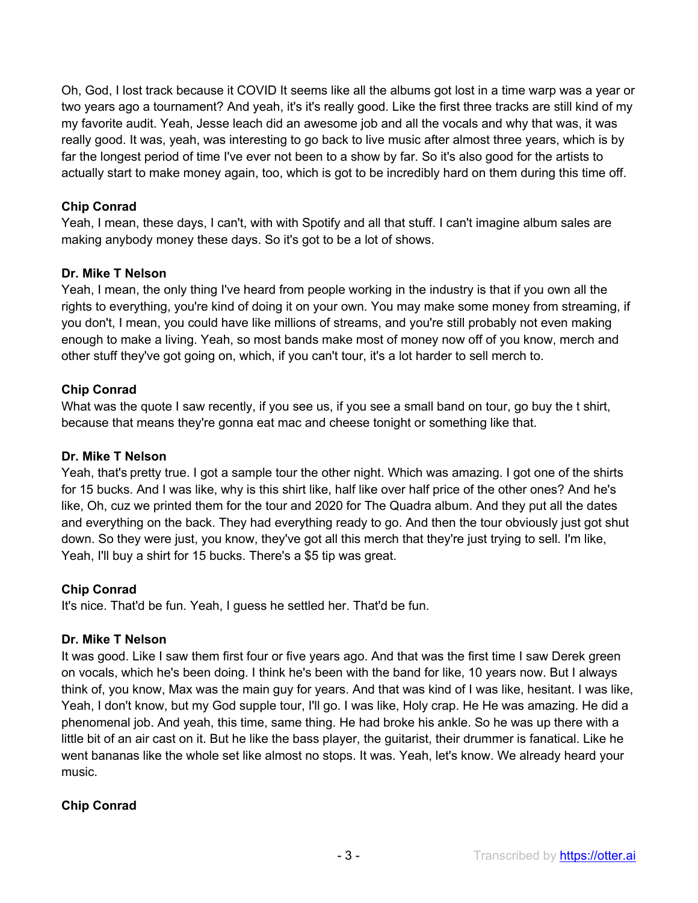Oh, God, I lost track because it COVID It seems like all the albums got lost in a time warp was a year or two years ago a tournament? And yeah, it's it's really good. Like the first three tracks are still kind of my my favorite audit. Yeah, Jesse leach did an awesome job and all the vocals and why that was, it was really good. It was, yeah, was interesting to go back to live music after almost three years, which is by far the longest period of time I've ever not been to a show by far. So it's also good for the artists to actually start to make money again, too, which is got to be incredibly hard on them during this time off.

**Chip Conrad**
Yeah, I mean, these days, I can't, with with Spotify and all that stuff. I can't imagine album sales are making anybody money these days. So it's got to be a lot of shows.

**Dr. Mike T Nelson**
Yeah, I mean, the only thing I've heard from people working in the industry is that if you own all the rights to everything, you're kind of doing it on your own. You may make some money from streaming, if you don't, I mean, you could have like millions of streams, and you're still probably not even making enough to make a living. Yeah, so most bands make most of money now off of you know, merch and other stuff they've got going on, which, if you can't tour, it's a lot harder to sell merch to.

**Chip Conrad**
What was the quote I saw recently, if you see us, if you see a small band on tour, go buy the t shirt, because that means they're gonna eat mac and cheese tonight or something like that.

**Dr. Mike T Nelson**
Yeah, that's pretty true. I got a sample tour the other night. Which was amazing. I got one of the shirts for 15 bucks. And I was like, why is this shirt like, half like over half price of the other ones? And he's like, Oh, cuz we printed them for the tour and 2020 for The Quadra album. And they put all the dates and everything on the back. They had everything ready to go. And then the tour obviously just got shut down. So they were just, you know, they've got all this merch that they're just trying to sell. I'm like, Yeah, I'll buy a shirt for 15 bucks. There's a $5 tip was great.

**Chip Conrad**
It's nice. That'd be fun. Yeah, I guess he settled her. That'd be fun.

**Dr. Mike T Nelson**
It was good. Like I saw them first four or five years ago. And that was the first time I saw Derek green on vocals, which he's been doing. I think he's been with the band for like, 10 years now. But I always think of, you know, Max was the main guy for years. And that was kind of I was like, hesitant. I was like, Yeah, I don't know, but my God supple tour, I'll go. I was like, Holy crap. He He was amazing. He did a phenomenal job. And yeah, this time, same thing. He had broke his ankle. So he was up there with a little bit of an air cast on it. But he like the bass player, the guitarist, their drummer is fanatical. Like he went bananas like the whole set like almost no stops. It was. Yeah, let's know. We already heard your music.

**Chip Conrad**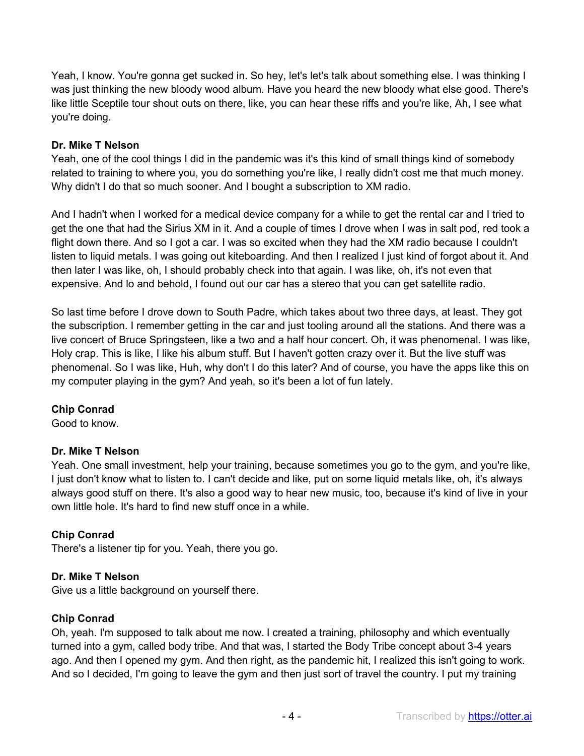Yeah, I know. You're gonna get sucked in. So hey, let's let's talk about something else. I was thinking I was just thinking the new bloody wood album. Have you heard the new bloody what else good. There's like little Sceptile tour shout outs on there, like, you can hear these riffs and you're like, Ah, I see what you're doing.

**Dr. Mike T Nelson**
Yeah, one of the cool things I did in the pandemic was it's this kind of small things kind of somebody related to training to where you, you do something you're like, I really didn't cost me that much money. Why didn't I do that so much sooner. And I bought a subscription to XM radio.

And I hadn't when I worked for a medical device company for a while to get the rental car and I tried to get the one that had the Sirius XM in it. And a couple of times I drove when I was in salt pod, red took a flight down there. And so I got a car. I was so excited when they had the XM radio because I couldn't listen to liquid metals. I was going out kiteboarding. And then I realized I just kind of forgot about it. And then later I was like, oh, I should probably check into that again. I was like, oh, it's not even that expensive. And lo and behold, I found out our car has a stereo that you can get satellite radio.

So last time before I drove down to South Padre, which takes about two three days, at least. They got the subscription. I remember getting in the car and just tooling around all the stations. And there was a live concert of Bruce Springsteen, like a two and a half hour concert. Oh, it was phenomenal. I was like, Holy crap. This is like, I like his album stuff. But I haven't gotten crazy over it. But the live stuff was phenomenal. So I was like, Huh, why don't I do this later? And of course, you have the apps like this on my computer playing in the gym? And yeah, so it's been a lot of fun lately.

**Chip Conrad**
Good to know.

**Dr. Mike T Nelson**
Yeah. One small investment, help your training, because sometimes you go to the gym, and you're like, I just don't know what to listen to. I can't decide and like, put on some liquid metals like, oh, it's always always good stuff on there. It's also a good way to hear new music, too, because it's kind of live in your own little hole. It's hard to find new stuff once in a while.

**Chip Conrad**
There's a listener tip for you. Yeah, there you go.

**Dr. Mike T Nelson**
Give us a little background on yourself there.

**Chip Conrad**
Oh, yeah. I'm supposed to talk about me now. I created a training, philosophy and which eventually turned into a gym, called body tribe. And that was, I started the Body Tribe concept about 3-4 years ago. And then I opened my gym. And then right, as the pandemic hit, I realized this isn't going to work. And so I decided, I'm going to leave the gym and then just sort of travel the country. I put my training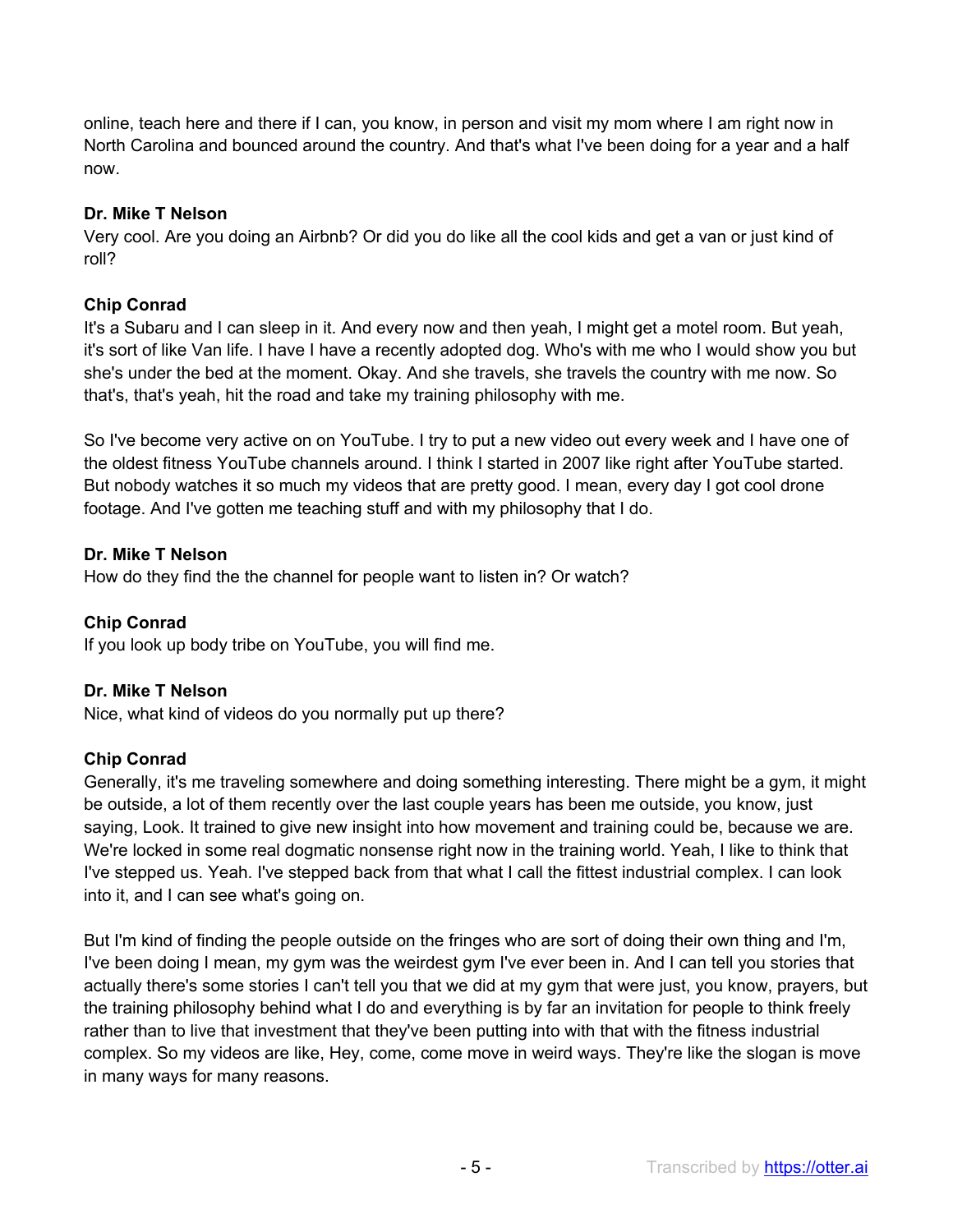online, teach here and there if I can, you know, in person and visit my mom where I am right now in North Carolina and bounced around the country. And that's what I've been doing for a year and a half now.

**Dr. Mike T Nelson**
Very cool. Are you doing an Airbnb? Or did you do like all the cool kids and get a van or just kind of roll?

**Chip Conrad**
It's a Subaru and I can sleep in it. And every now and then yeah, I might get a motel room. But yeah, it's sort of like Van life. I have I have a recently adopted dog. Who's with me who I would show you but she's under the bed at the moment. Okay. And she travels, she travels the country with me now. So that's, that's yeah, hit the road and take my training philosophy with me.

So I've become very active on on YouTube. I try to put a new video out every week and I have one of the oldest fitness YouTube channels around. I think I started in 2007 like right after YouTube started. But nobody watches it so much my videos that are pretty good. I mean, every day I got cool drone footage. And I've gotten me teaching stuff and with my philosophy that I do.

**Dr. Mike T Nelson**
How do they find the the channel for people want to listen in? Or watch?

**Chip Conrad**
If you look up body tribe on YouTube, you will find me.

**Dr. Mike T Nelson**
Nice, what kind of videos do you normally put up there?

**Chip Conrad**
Generally, it's me traveling somewhere and doing something interesting. There might be a gym, it might be outside, a lot of them recently over the last couple years has been me outside, you know, just saying, Look. It trained to give new insight into how movement and training could be, because we are. We're locked in some real dogmatic nonsense right now in the training world. Yeah, I like to think that I've stepped us. Yeah. I've stepped back from that what I call the fittest industrial complex. I can look into it, and I can see what's going on.

But I'm kind of finding the people outside on the fringes who are sort of doing their own thing and I'm, I've been doing I mean, my gym was the weirdest gym I've ever been in. And I can tell you stories that actually there's some stories I can't tell you that we did at my gym that were just, you know, prayers, but the training philosophy behind what I do and everything is by far an invitation for people to think freely rather than to live that investment that they've been putting into with that with the fitness industrial complex. So my videos are like, Hey, come, come move in weird ways. They're like the slogan is move in many ways for many reasons.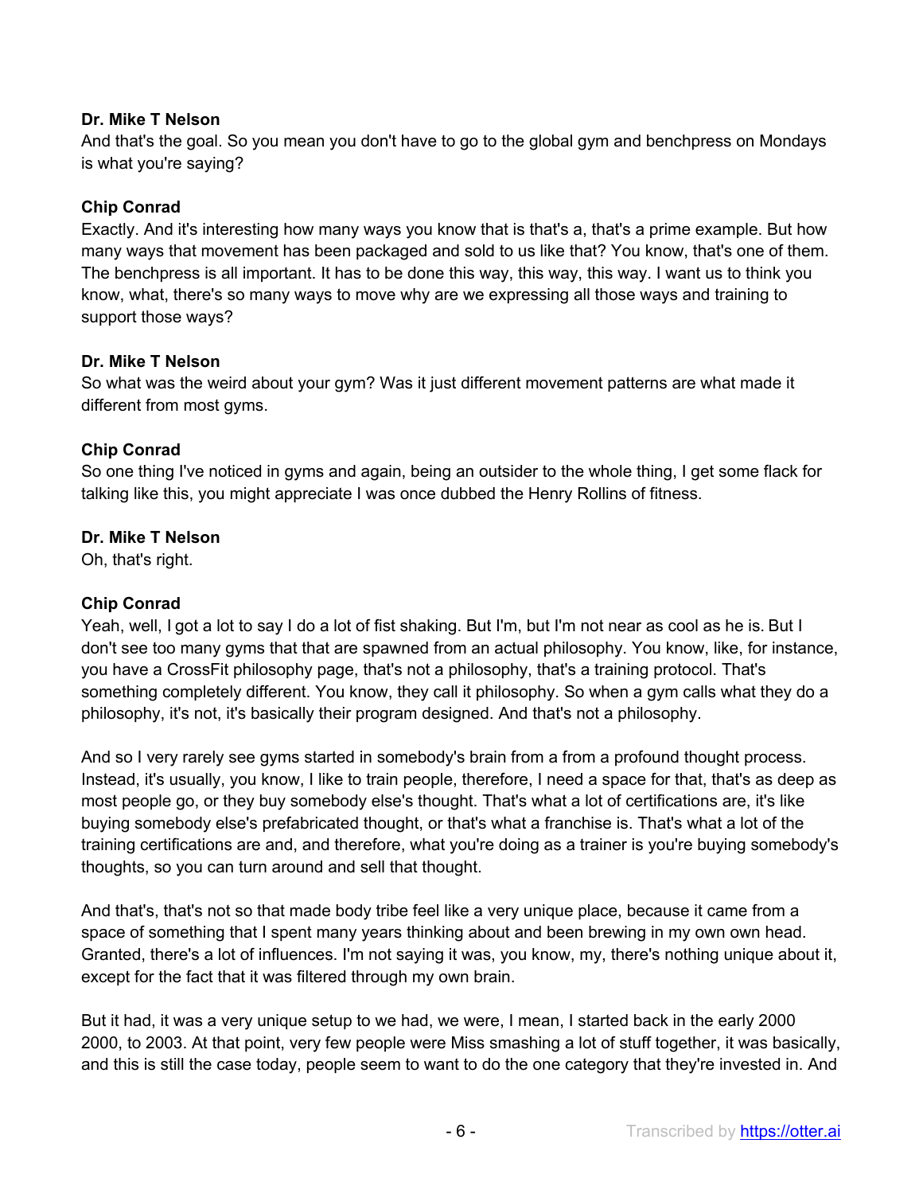**Dr. Mike T Nelson**
And that's the goal. So you mean you don't have to go to the global gym and benchpress on Mondays is what you're saying?

**Chip Conrad**
Exactly. And it's interesting how many ways you know that is that's a, that's a prime example. But how many ways that movement has been packaged and sold to us like that? You know, that's one of them. The benchpress is all important. It has to be done this way, this way, this way. I want us to think you know, what, there's so many ways to move why are we expressing all those ways and training to support those ways?

**Dr. Mike T Nelson**
So what was the weird about your gym? Was it just different movement patterns are what made it different from most gyms.

**Chip Conrad**
So one thing I've noticed in gyms and again, being an outsider to the whole thing, I get some flack for talking like this, you might appreciate I was once dubbed the Henry Rollins of fitness.

**Dr. Mike T Nelson**
Oh, that's right.

**Chip Conrad**
Yeah, well, I got a lot to say I do a lot of fist shaking. But I'm, but I'm not near as cool as he is. But I don't see too many gyms that that are spawned from an actual philosophy. You know, like, for instance, you have a CrossFit philosophy page, that's not a philosophy, that's a training protocol. That's something completely different. You know, they call it philosophy. So when a gym calls what they do a philosophy, it's not, it's basically their program designed. And that's not a philosophy.

And so I very rarely see gyms started in somebody's brain from a from a profound thought process. Instead, it's usually, you know, I like to train people, therefore, I need a space for that, that's as deep as most people go, or they buy somebody else's thought. That's what a lot of certifications are, it's like buying somebody else's prefabricated thought, or that's what a franchise is. That's what a lot of the training certifications are and, and therefore, what you're doing as a trainer is you're buying somebody's thoughts, so you can turn around and sell that thought.

And that's, that's not so that made body tribe feel like a very unique place, because it came from a space of something that I spent many years thinking about and been brewing in my own own head. Granted, there's a lot of influences. I'm not saying it was, you know, my, there's nothing unique about it, except for the fact that it was filtered through my own brain.

But it had, it was a very unique setup to we had, we were, I mean, I started back in the early 2000 2000, to 2003. At that point, very few people were Miss smashing a lot of stuff together, it was basically, and this is still the case today, people seem to want to do the one category that they're invested in. And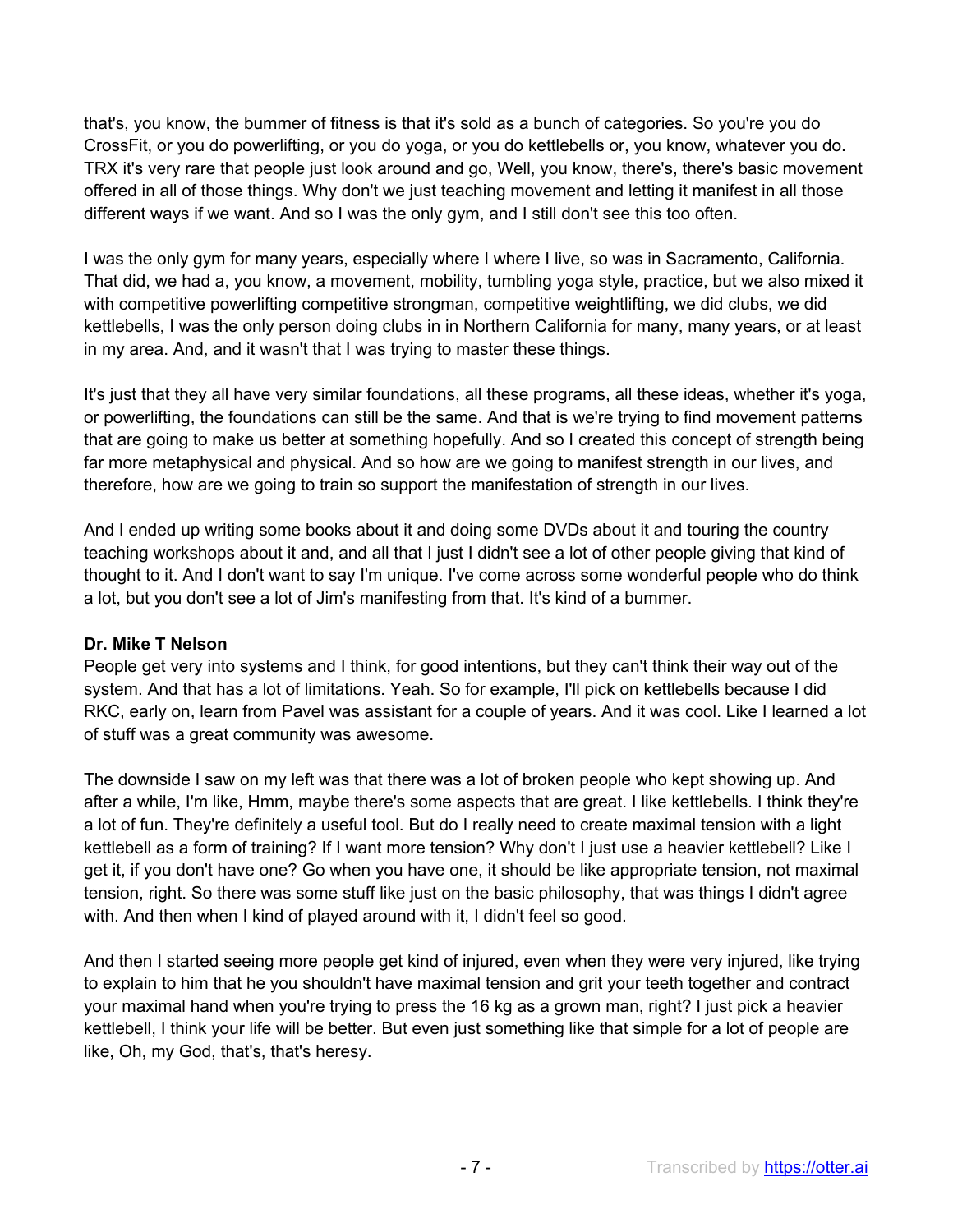that's, you know, the bummer of fitness is that it's sold as a bunch of categories. So you're you do CrossFit, or you do powerlifting, or you do yoga, or you do kettlebells or, you know, whatever you do. TRX it's very rare that people just look around and go, Well, you know, there's, there's basic movement offered in all of those things. Why don't we just teaching movement and letting it manifest in all those different ways if we want. And so I was the only gym, and I still don't see this too often.

I was the only gym for many years, especially where I where I live, so was in Sacramento, California. That did, we had a, you know, a movement, mobility, tumbling yoga style, practice, but we also mixed it with competitive powerlifting competitive strongman, competitive weightlifting, we did clubs, we did kettlebells, I was the only person doing clubs in in Northern California for many, many years, or at least in my area. And, and it wasn't that I was trying to master these things.

It's just that they all have very similar foundations, all these programs, all these ideas, whether it's yoga, or powerlifting, the foundations can still be the same. And that is we're trying to find movement patterns that are going to make us better at something hopefully. And so I created this concept of strength being far more metaphysical and physical. And so how are we going to manifest strength in our lives, and therefore, how are we going to train so support the manifestation of strength in our lives.

And I ended up writing some books about it and doing some DVDs about it and touring the country teaching workshops about it and, and all that I just I didn't see a lot of other people giving that kind of thought to it. And I don't want to say I'm unique. I've come across some wonderful people who do think a lot, but you don't see a lot of Jim's manifesting from that. It's kind of a bummer.

**Dr. Mike T Nelson**

People get very into systems and I think, for good intentions, but they can't think their way out of the system. And that has a lot of limitations. Yeah. So for example, I'll pick on kettlebells because I did RKC, early on, learn from Pavel was assistant for a couple of years. And it was cool. Like I learned a lot of stuff was a great community was awesome.

The downside I saw on my left was that there was a lot of broken people who kept showing up. And after a while, I'm like, Hmm, maybe there's some aspects that are great. I like kettlebells. I think they're a lot of fun. They're definitely a useful tool. But do I really need to create maximal tension with a light kettlebell as a form of training? If I want more tension? Why don't I just use a heavier kettlebell? Like I get it, if you don't have one? Go when you have one, it should be like appropriate tension, not maximal tension, right. So there was some stuff like just on the basic philosophy, that was things I didn't agree with. And then when I kind of played around with it, I didn't feel so good.

And then I started seeing more people get kind of injured, even when they were very injured, like trying to explain to him that he you shouldn't have maximal tension and grit your teeth together and contract your maximal hand when you're trying to press the 16 kg as a grown man, right? I just pick a heavier kettlebell, I think your life will be better. But even just something like that simple for a lot of people are like, Oh, my God, that's, that's heresy.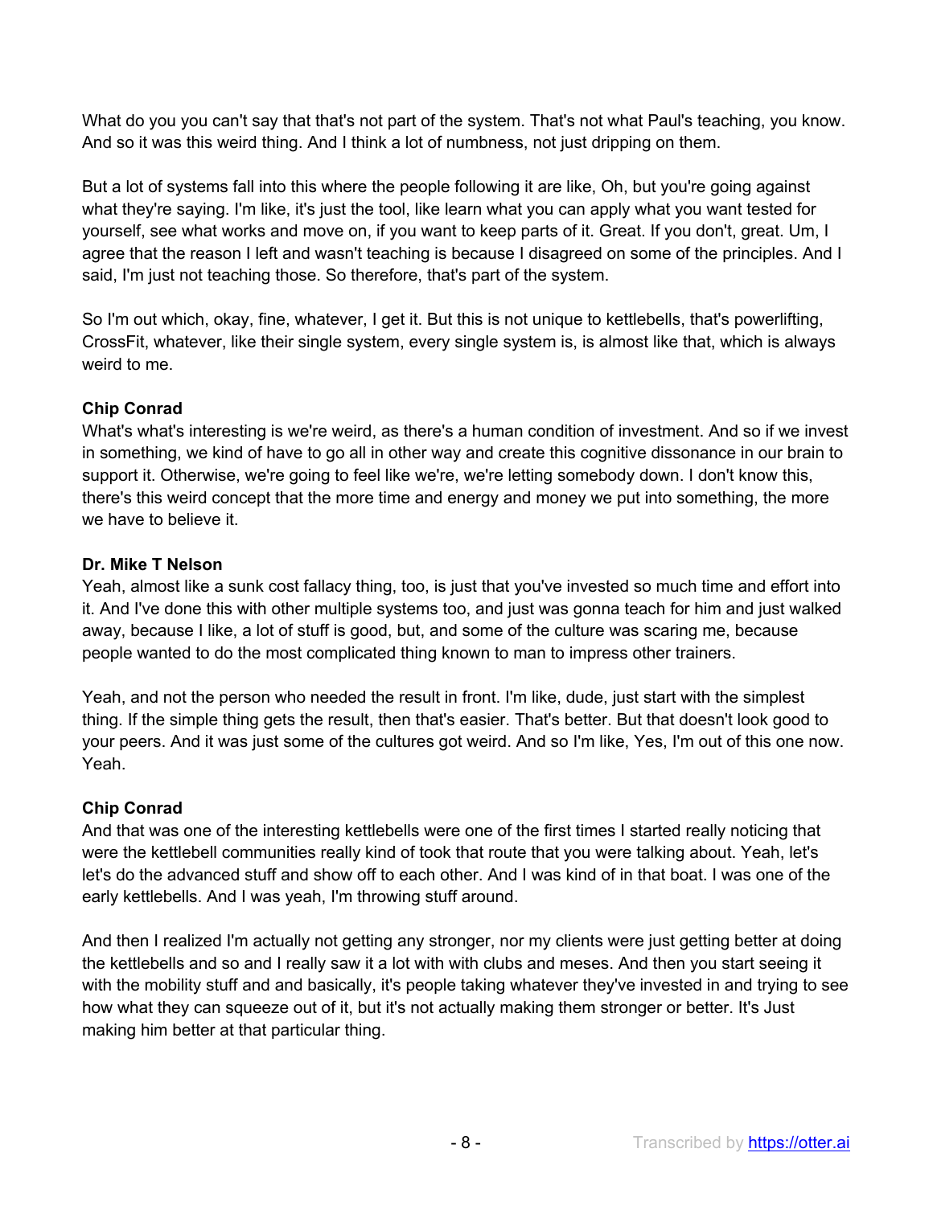What do you you can't say that that's not part of the system. That's not what Paul's teaching, you know. And so it was this weird thing. And I think a lot of numbness, not just dripping on them.

But a lot of systems fall into this where the people following it are like, Oh, but you're going against what they're saying. I'm like, it's just the tool, like learn what you can apply what you want tested for yourself, see what works and move on, if you want to keep parts of it. Great. If you don't, great. Um, I agree that the reason I left and wasn't teaching is because I disagreed on some of the principles. And I said, I'm just not teaching those. So therefore, that's part of the system.

So I'm out which, okay, fine, whatever, I get it. But this is not unique to kettlebells, that's powerlifting, CrossFit, whatever, like their single system, every single system is, is almost like that, which is always weird to me.

**Chip Conrad**
What's what's interesting is we're weird, as there's a human condition of investment. And so if we invest in something, we kind of have to go all in other way and create this cognitive dissonance in our brain to support it. Otherwise, we're going to feel like we're, we're letting somebody down. I don't know this, there's this weird concept that the more time and energy and money we put into something, the more we have to believe it.

**Dr. Mike T Nelson**
Yeah, almost like a sunk cost fallacy thing, too, is just that you've invested so much time and effort into it. And I've done this with other multiple systems too, and just was gonna teach for him and just walked away, because I like, a lot of stuff is good, but, and some of the culture was scaring me, because people wanted to do the most complicated thing known to man to impress other trainers.

Yeah, and not the person who needed the result in front. I'm like, dude, just start with the simplest thing. If the simple thing gets the result, then that's easier. That's better. But that doesn't look good to your peers. And it was just some of the cultures got weird. And so I'm like, Yes, I'm out of this one now. Yeah.

**Chip Conrad**
And that was one of the interesting kettlebells were one of the first times I started really noticing that were the kettlebell communities really kind of took that route that you were talking about. Yeah, let's let's do the advanced stuff and show off to each other. And I was kind of in that boat. I was one of the early kettlebells. And I was yeah, I'm throwing stuff around.

And then I realized I'm actually not getting any stronger, nor my clients were just getting better at doing the kettlebells and so and I really saw it a lot with with clubs and meses. And then you start seeing it with the mobility stuff and and basically, it's people taking whatever they've invested in and trying to see how what they can squeeze out of it, but it's not actually making them stronger or better. It's Just making him better at that particular thing.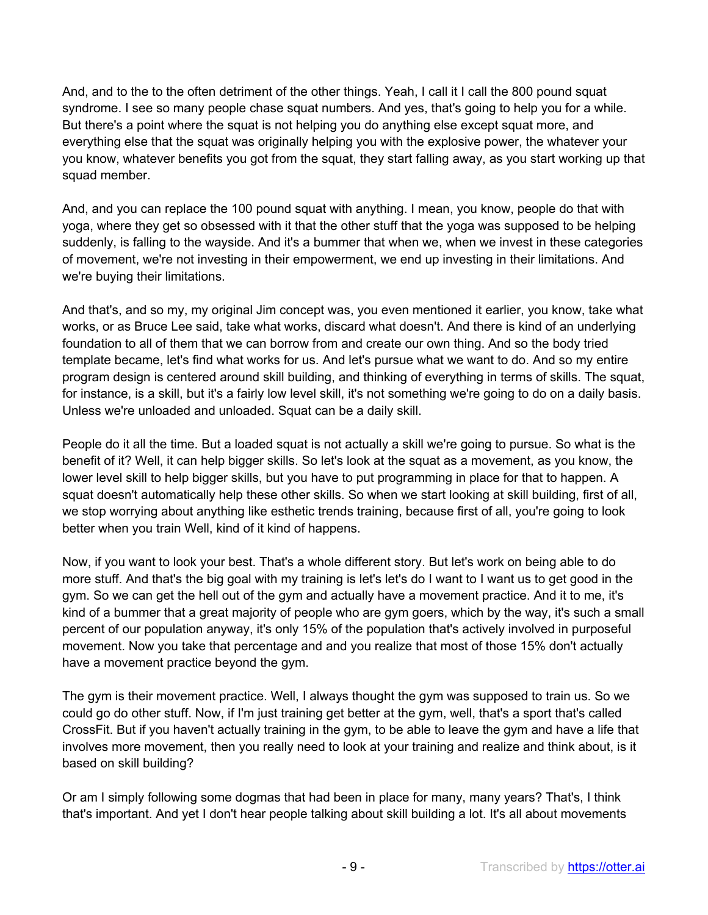And, and to the to the often detriment of the other things. Yeah, I call it I call the 800 pound squat syndrome. I see so many people chase squat numbers. And yes, that's going to help you for a while. But there's a point where the squat is not helping you do anything else except squat more, and everything else that the squat was originally helping you with the explosive power, the whatever your you know, whatever benefits you got from the squat, they start falling away, as you start working up that squad member.

And, and you can replace the 100 pound squat with anything. I mean, you know, people do that with yoga, where they get so obsessed with it that the other stuff that the yoga was supposed to be helping suddenly, is falling to the wayside. And it's a bummer that when we, when we invest in these categories of movement, we're not investing in their empowerment, we end up investing in their limitations. And we're buying their limitations.

And that's, and so my, my original Jim concept was, you even mentioned it earlier, you know, take what works, or as Bruce Lee said, take what works, discard what doesn't. And there is kind of an underlying foundation to all of them that we can borrow from and create our own thing. And so the body tried template became, let's find what works for us. And let's pursue what we want to do. And so my entire program design is centered around skill building, and thinking of everything in terms of skills. The squat, for instance, is a skill, but it's a fairly low level skill, it's not something we're going to do on a daily basis. Unless we're unloaded and unloaded. Squat can be a daily skill.

People do it all the time. But a loaded squat is not actually a skill we're going to pursue. So what is the benefit of it? Well, it can help bigger skills. So let's look at the squat as a movement, as you know, the lower level skill to help bigger skills, but you have to put programming in place for that to happen. A squat doesn't automatically help these other skills. So when we start looking at skill building, first of all, we stop worrying about anything like esthetic trends training, because first of all, you're going to look better when you train Well, kind of it kind of happens.

Now, if you want to look your best. That's a whole different story. But let's work on being able to do more stuff. And that's the big goal with my training is let's let's do I want to I want us to get good in the gym. So we can get the hell out of the gym and actually have a movement practice. And it to me, it's kind of a bummer that a great majority of people who are gym goers, which by the way, it's such a small percent of our population anyway, it's only 15% of the population that's actively involved in purposeful movement. Now you take that percentage and and you realize that most of those 15% don't actually have a movement practice beyond the gym.

The gym is their movement practice. Well, I always thought the gym was supposed to train us. So we could go do other stuff. Now, if I'm just training get better at the gym, well, that's a sport that's called CrossFit. But if you haven't actually training in the gym, to be able to leave the gym and have a life that involves more movement, then you really need to look at your training and realize and think about, is it based on skill building?

Or am I simply following some dogmas that had been in place for many, many years? That's, I think that's important. And yet I don't hear people talking about skill building a lot. It's all about movements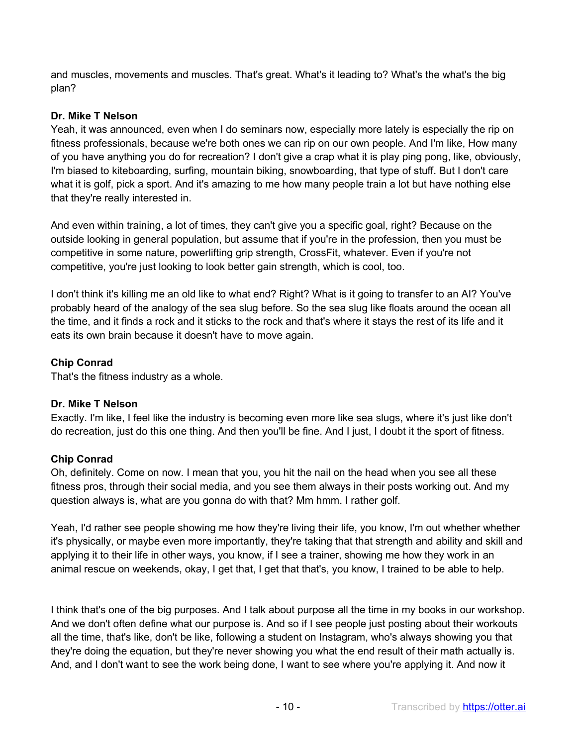and muscles, movements and muscles. That's great. What's it leading to? What's the what's the big plan?

**Dr. Mike T Nelson**
Yeah, it was announced, even when I do seminars now, especially more lately is especially the rip on fitness professionals, because we're both ones we can rip on our own people. And I'm like, How many of you have anything you do for recreation? I don't give a crap what it is play ping pong, like, obviously, I'm biased to kiteboarding, surfing, mountain biking, snowboarding, that type of stuff. But I don't care what it is golf, pick a sport. And it's amazing to me how many people train a lot but have nothing else that they're really interested in.

And even within training, a lot of times, they can't give you a specific goal, right? Because on the outside looking in general population, but assume that if you're in the profession, then you must be competitive in some nature, powerlifting grip strength, CrossFit, whatever. Even if you're not competitive, you're just looking to look better gain strength, which is cool, too.

I don't think it's killing me an old like to what end? Right? What is it going to transfer to an AI? You've probably heard of the analogy of the sea slug before. So the sea slug like floats around the ocean all the time, and it finds a rock and it sticks to the rock and that's where it stays the rest of its life and it eats its own brain because it doesn't have to move again.

**Chip Conrad**
That's the fitness industry as a whole.

**Dr. Mike T Nelson**
Exactly. I'm like, I feel like the industry is becoming even more like sea slugs, where it's just like don't do recreation, just do this one thing. And then you'll be fine. And I just, I doubt it the sport of fitness.

**Chip Conrad**
Oh, definitely. Come on now. I mean that you, you hit the nail on the head when you see all these fitness pros, through their social media, and you see them always in their posts working out. And my question always is, what are you gonna do with that? Mm hmm. I rather golf.

Yeah, I'd rather see people showing me how they're living their life, you know, I'm out whether whether it's physically, or maybe even more importantly, they're taking that that strength and ability and skill and applying it to their life in other ways, you know, if I see a trainer, showing me how they work in an animal rescue on weekends, okay, I get that, I get that that's, you know, I trained to be able to help.

I think that's one of the big purposes. And I talk about purpose all the time in my books in our workshop. And we don't often define what our purpose is. And so if I see people just posting about their workouts all the time, that's like, don't be like, following a student on Instagram, who's always showing you that they're doing the equation, but they're never showing you what the end result of their math actually is. And, and I don't want to see the work being done, I want to see where you're applying it. And now it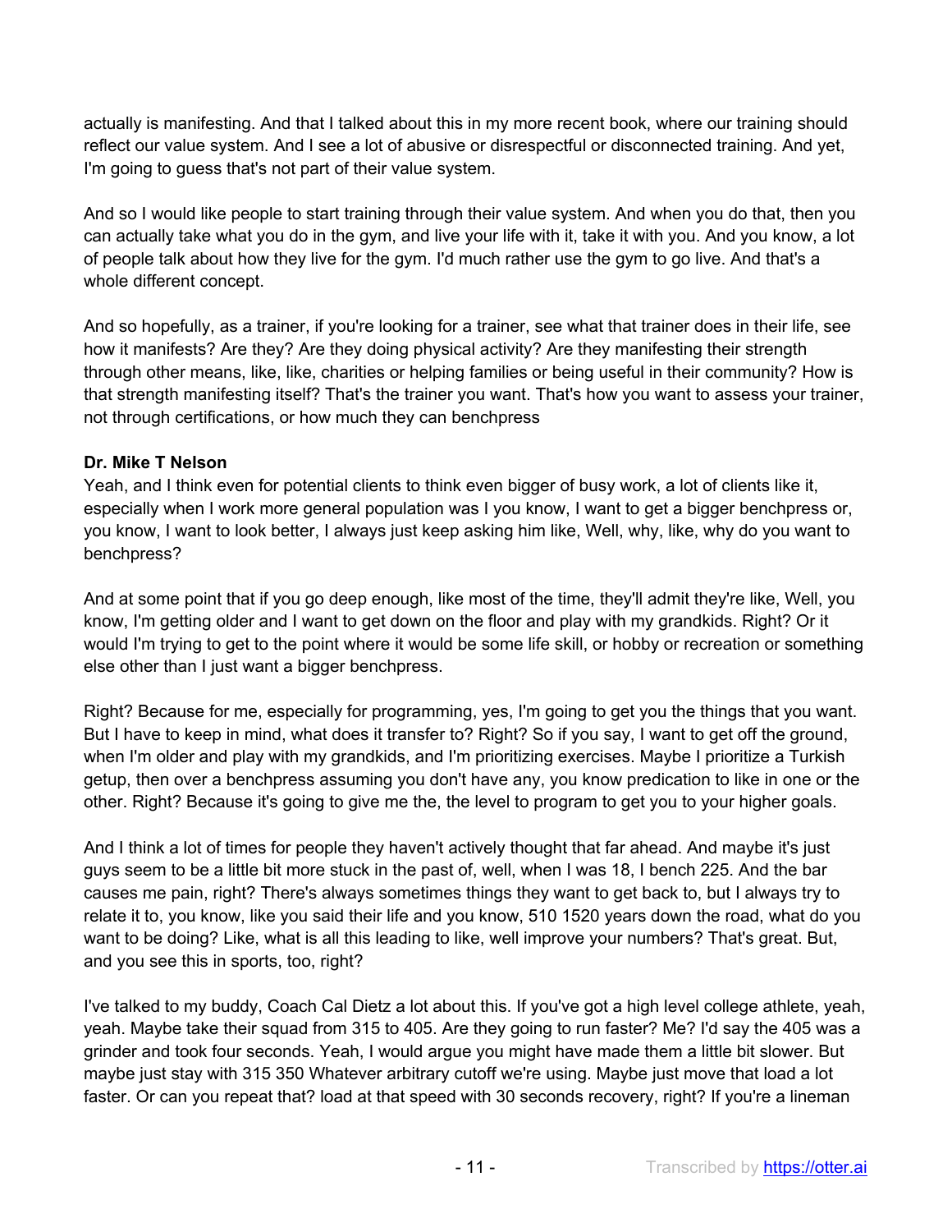actually is manifesting. And that I talked about this in my more recent book, where our training should reflect our value system. And I see a lot of abusive or disrespectful or disconnected training. And yet, I'm going to guess that's not part of their value system.

And so I would like people to start training through their value system. And when you do that, then you can actually take what you do in the gym, and live your life with it, take it with you. And you know, a lot of people talk about how they live for the gym. I'd much rather use the gym to go live. And that's a whole different concept.

And so hopefully, as a trainer, if you're looking for a trainer, see what that trainer does in their life, see how it manifests? Are they? Are they doing physical activity? Are they manifesting their strength through other means, like, like, charities or helping families or being useful in their community? How is that strength manifesting itself? That's the trainer you want. That's how you want to assess your trainer, not through certifications, or how much they can benchpress

**Dr. Mike T Nelson**

Yeah, and I think even for potential clients to think even bigger of busy work, a lot of clients like it, especially when I work more general population was I you know, I want to get a bigger benchpress or, you know, I want to look better, I always just keep asking him like, Well, why, like, why do you want to benchpress?

And at some point that if you go deep enough, like most of the time, they'll admit they're like, Well, you know, I'm getting older and I want to get down on the floor and play with my grandkids. Right? Or it would I'm trying to get to the point where it would be some life skill, or hobby or recreation or something else other than I just want a bigger benchpress.

Right? Because for me, especially for programming, yes, I'm going to get you the things that you want. But I have to keep in mind, what does it transfer to? Right? So if you say, I want to get off the ground, when I'm older and play with my grandkids, and I'm prioritizing exercises. Maybe I prioritize a Turkish getup, then over a benchpress assuming you don't have any, you know predication to like in one or the other. Right? Because it's going to give me the, the level to program to get you to your higher goals.

And I think a lot of times for people they haven't actively thought that far ahead. And maybe it's just guys seem to be a little bit more stuck in the past of, well, when I was 18, I bench 225. And the bar causes me pain, right? There's always sometimes things they want to get back to, but I always try to relate it to, you know, like you said their life and you know, 510 1520 years down the road, what do you want to be doing? Like, what is all this leading to like, well improve your numbers? That's great. But, and you see this in sports, too, right?

I've talked to my buddy, Coach Cal Dietz a lot about this. If you've got a high level college athlete, yeah, yeah. Maybe take their squad from 315 to 405. Are they going to run faster? Me? I'd say the 405 was a grinder and took four seconds. Yeah, I would argue you might have made them a little bit slower. But maybe just stay with 315 350 Whatever arbitrary cutoff we're using. Maybe just move that load a lot faster. Or can you repeat that? load at that speed with 30 seconds recovery, right? If you're a lineman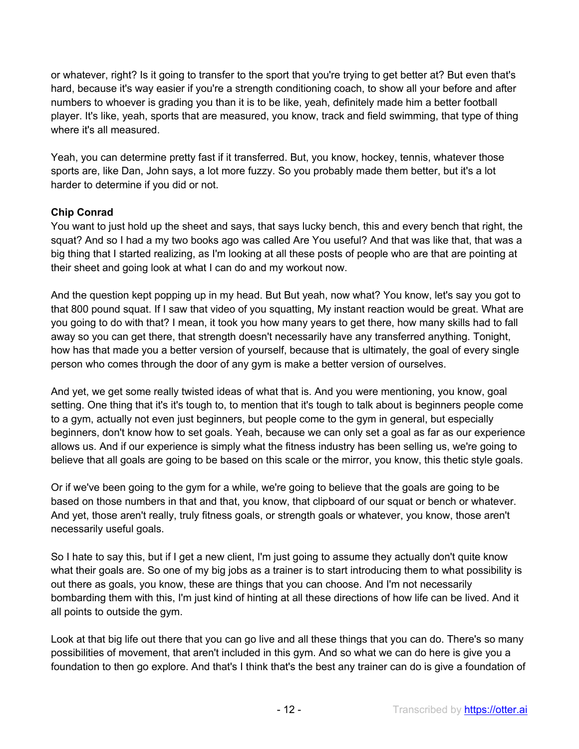or whatever, right? Is it going to transfer to the sport that you're trying to get better at? But even that's hard, because it's way easier if you're a strength conditioning coach, to show all your before and after numbers to whoever is grading you than it is to be like, yeah, definitely made him a better football player. It's like, yeah, sports that are measured, you know, track and field swimming, that type of thing where it's all measured.

Yeah, you can determine pretty fast if it transferred. But, you know, hockey, tennis, whatever those sports are, like Dan, John says, a lot more fuzzy. So you probably made them better, but it's a lot harder to determine if you did or not.

**Chip Conrad**
You want to just hold up the sheet and says, that says lucky bench, this and every bench that right, the squat? And so I had a my two books ago was called Are You useful? And that was like that, that was a big thing that I started realizing, as I'm looking at all these posts of people who are that are pointing at their sheet and going look at what I can do and my workout now.

And the question kept popping up in my head. But But yeah, now what? You know, let's say you got to that 800 pound squat. If I saw that video of you squatting, My instant reaction would be great. What are you going to do with that? I mean, it took you how many years to get there, how many skills had to fall away so you can get there, that strength doesn't necessarily have any transferred anything. Tonight, how has that made you a better version of yourself, because that is ultimately, the goal of every single person who comes through the door of any gym is make a better version of ourselves.

And yet, we get some really twisted ideas of what that is. And you were mentioning, you know, goal setting. One thing that it's it's tough to, to mention that it's tough to talk about is beginners people come to a gym, actually not even just beginners, but people come to the gym in general, but especially beginners, don't know how to set goals. Yeah, because we can only set a goal as far as our experience allows us. And if our experience is simply what the fitness industry has been selling us, we're going to believe that all goals are going to be based on this scale or the mirror, you know, this thetic style goals.

Or if we've been going to the gym for a while, we're going to believe that the goals are going to be based on those numbers in that and that, you know, that clipboard of our squat or bench or whatever. And yet, those aren't really, truly fitness goals, or strength goals or whatever, you know, those aren't necessarily useful goals.

So I hate to say this, but if I get a new client, I'm just going to assume they actually don't quite know what their goals are. So one of my big jobs as a trainer is to start introducing them to what possibility is out there as goals, you know, these are things that you can choose. And I'm not necessarily bombarding them with this, I'm just kind of hinting at all these directions of how life can be lived. And it all points to outside the gym.

Look at that big life out there that you can go live and all these things that you can do. There's so many possibilities of movement, that aren't included in this gym. And so what we can do here is give you a foundation to then go explore. And that's I think that's the best any trainer can do is give a foundation of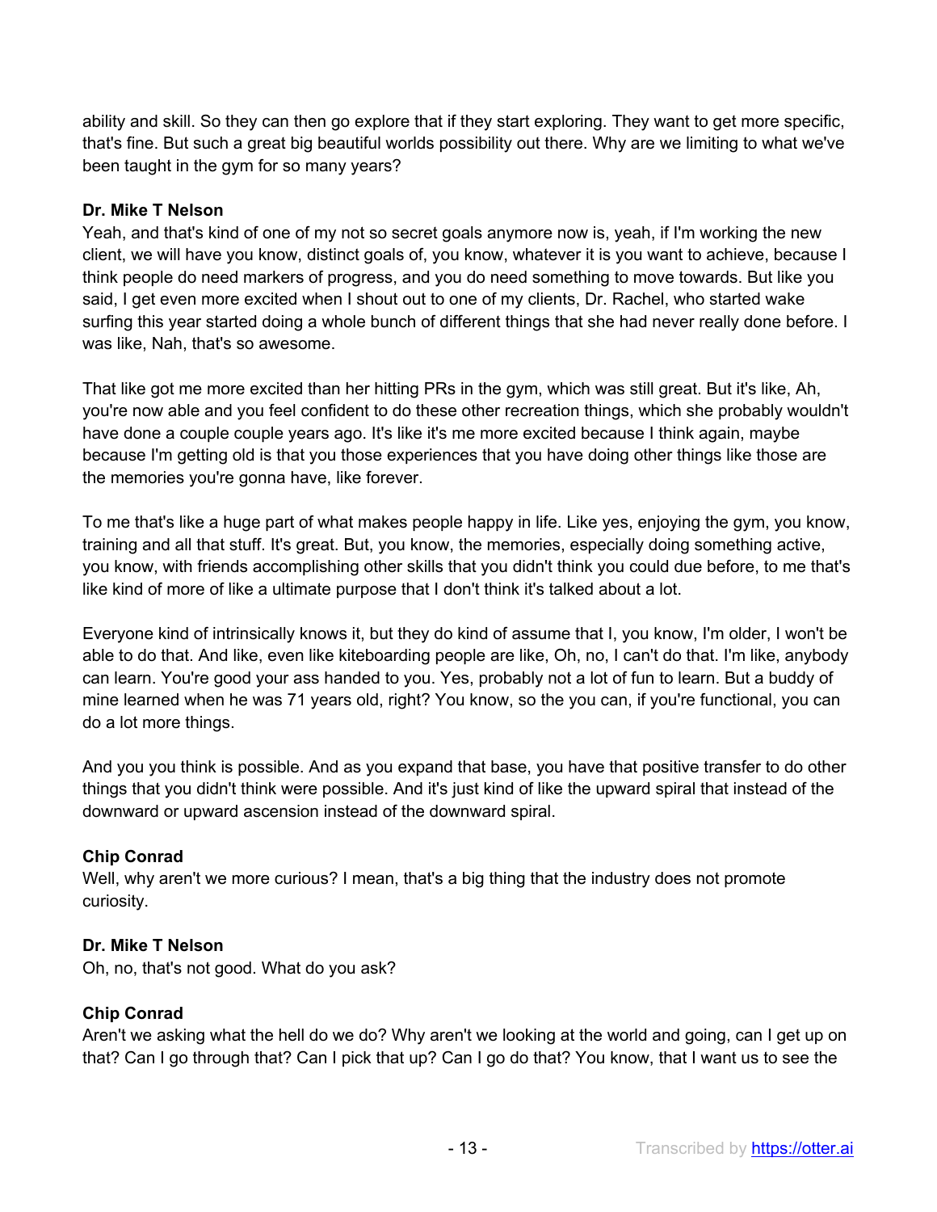ability and skill. So they can then go explore that if they start exploring. They want to get more specific, that's fine. But such a great big beautiful worlds possibility out there. Why are we limiting to what we've been taught in the gym for so many years?

**Dr. Mike T Nelson**
Yeah, and that's kind of one of my not so secret goals anymore now is, yeah, if I'm working the new client, we will have you know, distinct goals of, you know, whatever it is you want to achieve, because I think people do need markers of progress, and you do need something to move towards. But like you said, I get even more excited when I shout out to one of my clients, Dr. Rachel, who started wake surfing this year started doing a whole bunch of different things that she had never really done before. I was like, Nah, that's so awesome.

That like got me more excited than her hitting PRs in the gym, which was still great. But it's like, Ah, you're now able and you feel confident to do these other recreation things, which she probably wouldn't have done a couple couple years ago. It's like it's me more excited because I think again, maybe because I'm getting old is that you those experiences that you have doing other things like those are the memories you're gonna have, like forever.

To me that's like a huge part of what makes people happy in life. Like yes, enjoying the gym, you know, training and all that stuff. It's great. But, you know, the memories, especially doing something active, you know, with friends accomplishing other skills that you didn't think you could due before, to me that's like kind of more of like a ultimate purpose that I don't think it's talked about a lot.

Everyone kind of intrinsically knows it, but they do kind of assume that I, you know, I'm older, I won't be able to do that. And like, even like kiteboarding people are like, Oh, no, I can't do that. I'm like, anybody can learn. You're good your ass handed to you. Yes, probably not a lot of fun to learn. But a buddy of mine learned when he was 71 years old, right? You know, so the you can, if you're functional, you can do a lot more things.

And you you think is possible. And as you expand that base, you have that positive transfer to do other things that you didn't think were possible. And it's just kind of like the upward spiral that instead of the downward or upward ascension instead of the downward spiral.

**Chip Conrad**
Well, why aren't we more curious? I mean, that's a big thing that the industry does not promote curiosity.

**Dr. Mike T Nelson**
Oh, no, that's not good. What do you ask?

**Chip Conrad**
Aren't we asking what the hell do we do? Why aren't we looking at the world and going, can I get up on that? Can I go through that? Can I pick that up? Can I go do that? You know, that I want us to see the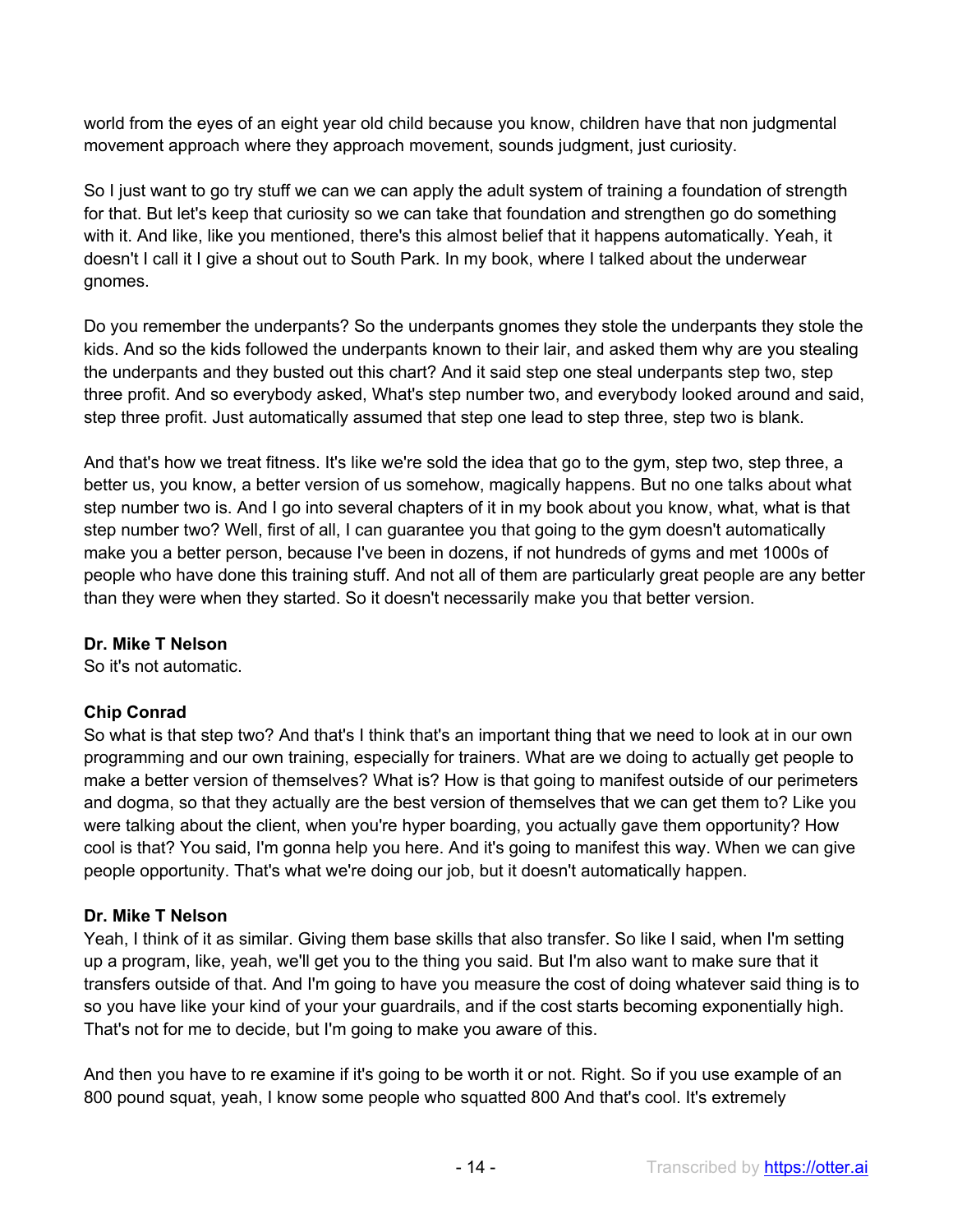world from the eyes of an eight year old child because you know, children have that non judgmental movement approach where they approach movement, sounds judgment, just curiosity.

So I just want to go try stuff we can we can apply the adult system of training a foundation of strength for that. But let's keep that curiosity so we can take that foundation and strengthen go do something with it. And like, like you mentioned, there's this almost belief that it happens automatically. Yeah, it doesn't I call it I give a shout out to South Park. In my book, where I talked about the underwear gnomes.

Do you remember the underpants? So the underpants gnomes they stole the underpants they stole the kids. And so the kids followed the underpants known to their lair, and asked them why are you stealing the underpants and they busted out this chart? And it said step one steal underpants step two, step three profit. And so everybody asked, What's step number two, and everybody looked around and said, step three profit. Just automatically assumed that step one lead to step three, step two is blank.

And that's how we treat fitness. It's like we're sold the idea that go to the gym, step two, step three, a better us, you know, a better version of us somehow, magically happens. But no one talks about what step number two is. And I go into several chapters of it in my book about you know, what, what is that step number two? Well, first of all, I can guarantee you that going to the gym doesn't automatically make you a better person, because I've been in dozens, if not hundreds of gyms and met 1000s of people who have done this training stuff. And not all of them are particularly great people are any better than they were when they started. So it doesn't necessarily make you that better version.

**Dr. Mike T Nelson**
So it's not automatic.

**Chip Conrad**
So what is that step two? And that's I think that's an important thing that we need to look at in our own programming and our own training, especially for trainers. What are we doing to actually get people to make a better version of themselves? What is? How is that going to manifest outside of our perimeters and dogma, so that they actually are the best version of themselves that we can get them to? Like you were talking about the client, when you're hyper boarding, you actually gave them opportunity? How cool is that? You said, I'm gonna help you here. And it's going to manifest this way. When we can give people opportunity. That's what we're doing our job, but it doesn't automatically happen.

**Dr. Mike T Nelson**
Yeah, I think of it as similar. Giving them base skills that also transfer. So like I said, when I'm setting up a program, like, yeah, we'll get you to the thing you said. But I'm also want to make sure that it transfers outside of that. And I'm going to have you measure the cost of doing whatever said thing is to so you have like your kind of your your guardrails, and if the cost starts becoming exponentially high. That's not for me to decide, but I'm going to make you aware of this.

And then you have to re examine if it's going to be worth it or not. Right. So if you use example of an 800 pound squat, yeah, I know some people who squatted 800 And that's cool. It's extremely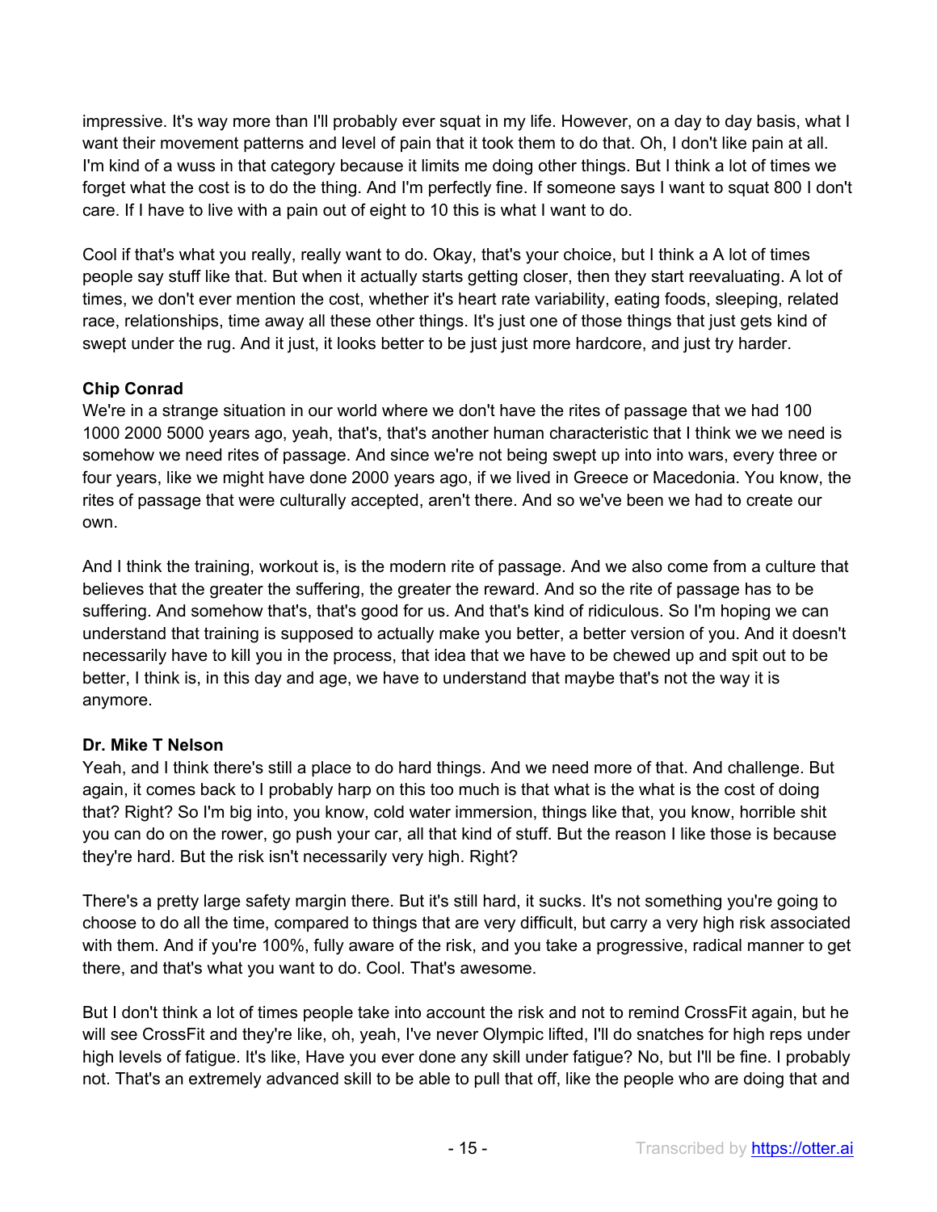impressive. It's way more than I'll probably ever squat in my life. However, on a day to day basis, what I want their movement patterns and level of pain that it took them to do that. Oh, I don't like pain at all. I'm kind of a wuss in that category because it limits me doing other things. But I think a lot of times we forget what the cost is to do the thing. And I'm perfectly fine. If someone says I want to squat 800 I don't care. If I have to live with a pain out of eight to 10 this is what I want to do.

Cool if that's what you really, really want to do. Okay, that's your choice, but I think a A lot of times people say stuff like that. But when it actually starts getting closer, then they start reevaluating. A lot of times, we don't ever mention the cost, whether it's heart rate variability, eating foods, sleeping, related race, relationships, time away all these other things. It's just one of those things that just gets kind of swept under the rug. And it just, it looks better to be just just more hardcore, and just try harder.

**Chip Conrad**
We're in a strange situation in our world where we don't have the rites of passage that we had 100 1000 2000 5000 years ago, yeah, that's, that's another human characteristic that I think we we need is somehow we need rites of passage. And since we're not being swept up into into wars, every three or four years, like we might have done 2000 years ago, if we lived in Greece or Macedonia. You know, the rites of passage that were culturally accepted, aren't there. And so we've been we had to create our own.

And I think the training, workout is, is the modern rite of passage. And we also come from a culture that believes that the greater the suffering, the greater the reward. And so the rite of passage has to be suffering. And somehow that's, that's good for us. And that's kind of ridiculous. So I'm hoping we can understand that training is supposed to actually make you better, a better version of you. And it doesn't necessarily have to kill you in the process, that idea that we have to be chewed up and spit out to be better, I think is, in this day and age, we have to understand that maybe that's not the way it is anymore.

**Dr. Mike T Nelson**
Yeah, and I think there's still a place to do hard things. And we need more of that. And challenge. But again, it comes back to I probably harp on this too much is that what is the what is the cost of doing that? Right? So I'm big into, you know, cold water immersion, things like that, you know, horrible shit you can do on the rower, go push your car, all that kind of stuff. But the reason I like those is because they're hard. But the risk isn't necessarily very high. Right?

There's a pretty large safety margin there. But it's still hard, it sucks. It's not something you're going to choose to do all the time, compared to things that are very difficult, but carry a very high risk associated with them. And if you're 100%, fully aware of the risk, and you take a progressive, radical manner to get there, and that's what you want to do. Cool. That's awesome.

But I don't think a lot of times people take into account the risk and not to remind CrossFit again, but he will see CrossFit and they're like, oh, yeah, I've never Olympic lifted, I'll do snatches for high reps under high levels of fatigue. It's like, Have you ever done any skill under fatigue? No, but I'll be fine. I probably not. That's an extremely advanced skill to be able to pull that off, like the people who are doing that and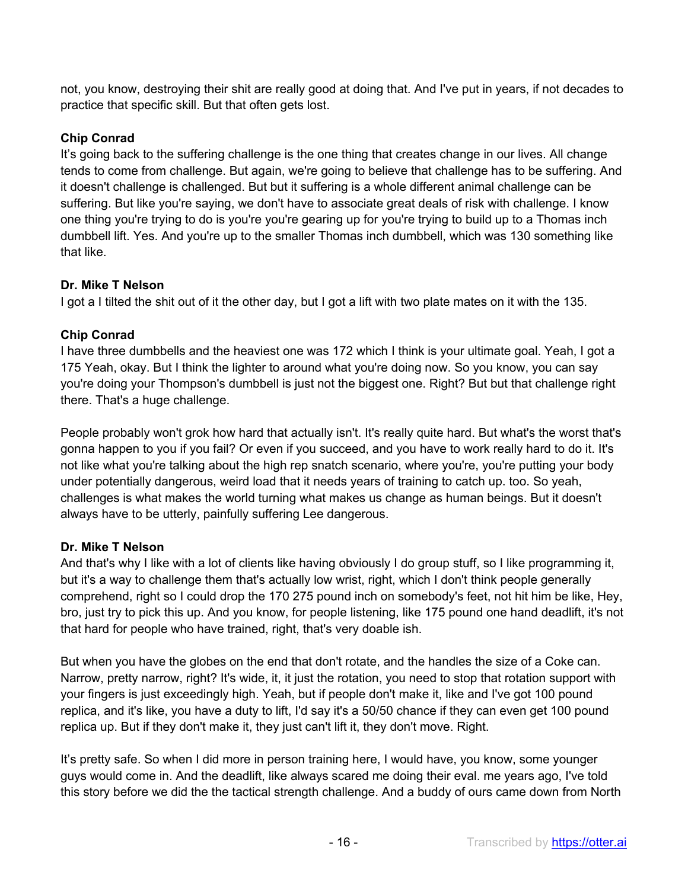not, you know, destroying their shit are really good at doing that. And I've put in years, if not decades to practice that specific skill. But that often gets lost.

**Chip Conrad**
It's going back to the suffering challenge is the one thing that creates change in our lives. All change tends to come from challenge. But again, we're going to believe that challenge has to be suffering. And it doesn't challenge is challenged. But but it suffering is a whole different animal challenge can be suffering. But like you're saying, we don't have to associate great deals of risk with challenge. I know one thing you're trying to do is you're you're gearing up for you're trying to build up to a Thomas inch dumbbell lift. Yes. And you're up to the smaller Thomas inch dumbbell, which was 130 something like that like.

**Dr. Mike T Nelson**
I got a I tilted the shit out of it the other day, but I got a lift with two plate mates on it with the 135.

**Chip Conrad**
I have three dumbbells and the heaviest one was 172 which I think is your ultimate goal. Yeah, I got a 175 Yeah, okay. But I think the lighter to around what you're doing now. So you know, you can say you're doing your Thompson's dumbbell is just not the biggest one. Right? But but that challenge right there. That's a huge challenge.

People probably won't grok how hard that actually isn't. It's really quite hard. But what's the worst that's gonna happen to you if you fail? Or even if you succeed, and you have to work really hard to do it. It's not like what you're talking about the high rep snatch scenario, where you're, you're putting your body under potentially dangerous, weird load that it needs years of training to catch up. too. So yeah, challenges is what makes the world turning what makes us change as human beings. But it doesn't always have to be utterly, painfully suffering Lee dangerous.

**Dr. Mike T Nelson**
And that's why I like with a lot of clients like having obviously I do group stuff, so I like programming it, but it's a way to challenge them that's actually low wrist, right, which I don't think people generally comprehend, right so I could drop the 170 275 pound inch on somebody's feet, not hit him be like, Hey, bro, just try to pick this up. And you know, for people listening, like 175 pound one hand deadlift, it's not that hard for people who have trained, right, that's very doable ish.

But when you have the globes on the end that don't rotate, and the handles the size of a Coke can. Narrow, pretty narrow, right? It's wide, it, it just the rotation, you need to stop that rotation support with your fingers is just exceedingly high. Yeah, but if people don't make it, like and I've got 100 pound replica, and it's like, you have a duty to lift, I'd say it's a 50/50 chance if they can even get 100 pound replica up. But if they don't make it, they just can't lift it, they don't move. Right.

It's pretty safe. So when I did more in person training here, I would have, you know, some younger guys would come in. And the deadlift, like always scared me doing their eval. me years ago, I've told this story before we did the the tactical strength challenge. And a buddy of ours came down from North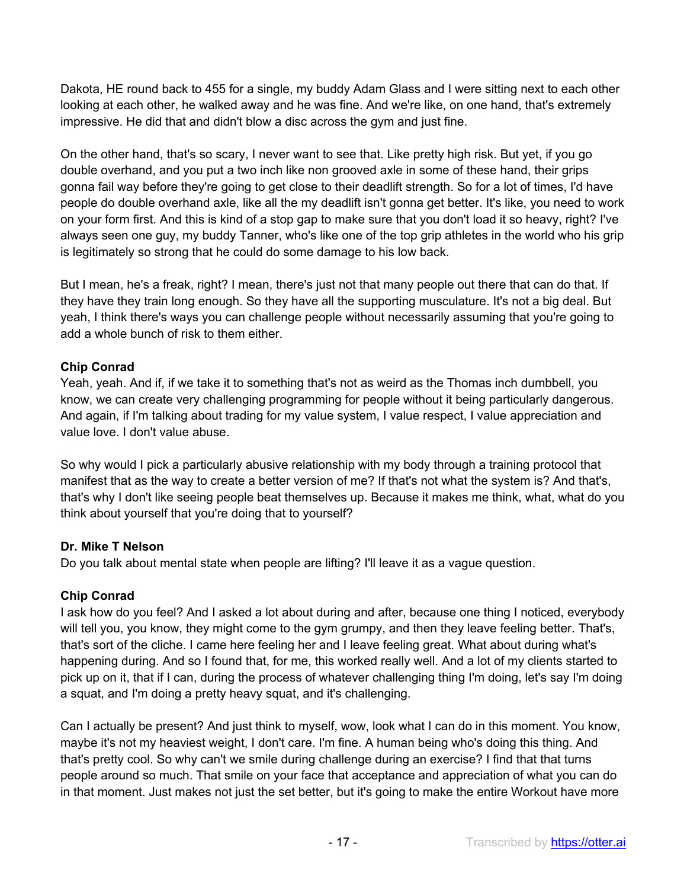Dakota, HE round back to 455 for a single, my buddy Adam Glass and I were sitting next to each other looking at each other, he walked away and he was fine. And we're like, on one hand, that's extremely impressive. He did that and didn't blow a disc across the gym and just fine.

On the other hand, that's so scary, I never want to see that. Like pretty high risk. But yet, if you go double overhand, and you put a two inch like non grooved axle in some of these hand, their grips gonna fail way before they're going to get close to their deadlift strength. So for a lot of times, I'd have people do double overhand axle, like all the my deadlift isn't gonna get better. It's like, you need to work on your form first. And this is kind of a stop gap to make sure that you don't load it so heavy, right? I've always seen one guy, my buddy Tanner, who's like one of the top grip athletes in the world who his grip is legitimately so strong that he could do some damage to his low back.

But I mean, he's a freak, right? I mean, there's just not that many people out there that can do that. If they have they train long enough. So they have all the supporting musculature. It's not a big deal. But yeah, I think there's ways you can challenge people without necessarily assuming that you're going to add a whole bunch of risk to them either.

**Chip Conrad**
Yeah, yeah. And if, if we take it to something that's not as weird as the Thomas inch dumbbell, you know, we can create very challenging programming for people without it being particularly dangerous. And again, if I'm talking about trading for my value system, I value respect, I value appreciation and value love. I don't value abuse.

So why would I pick a particularly abusive relationship with my body through a training protocol that manifest that as the way to create a better version of me? If that's not what the system is? And that's, that's why I don't like seeing people beat themselves up. Because it makes me think, what, what do you think about yourself that you're doing that to yourself?

**Dr. Mike T Nelson**
Do you talk about mental state when people are lifting? I'll leave it as a vague question.

**Chip Conrad**
I ask how do you feel? And I asked a lot about during and after, because one thing I noticed, everybody will tell you, you know, they might come to the gym grumpy, and then they leave feeling better. That's, that's sort of the cliche. I came here feeling her and I leave feeling great. What about during what's happening during. And so I found that, for me, this worked really well. And a lot of my clients started to pick up on it, that if I can, during the process of whatever challenging thing I'm doing, let's say I'm doing a squat, and I'm doing a pretty heavy squat, and it's challenging.

Can I actually be present? And just think to myself, wow, look what I can do in this moment. You know, maybe it's not my heaviest weight, I don't care. I'm fine. A human being who's doing this thing. And that's pretty cool. So why can't we smile during challenge during an exercise? I find that that turns people around so much. That smile on your face that acceptance and appreciation of what you can do in that moment. Just makes not just the set better, but it's going to make the entire Workout have more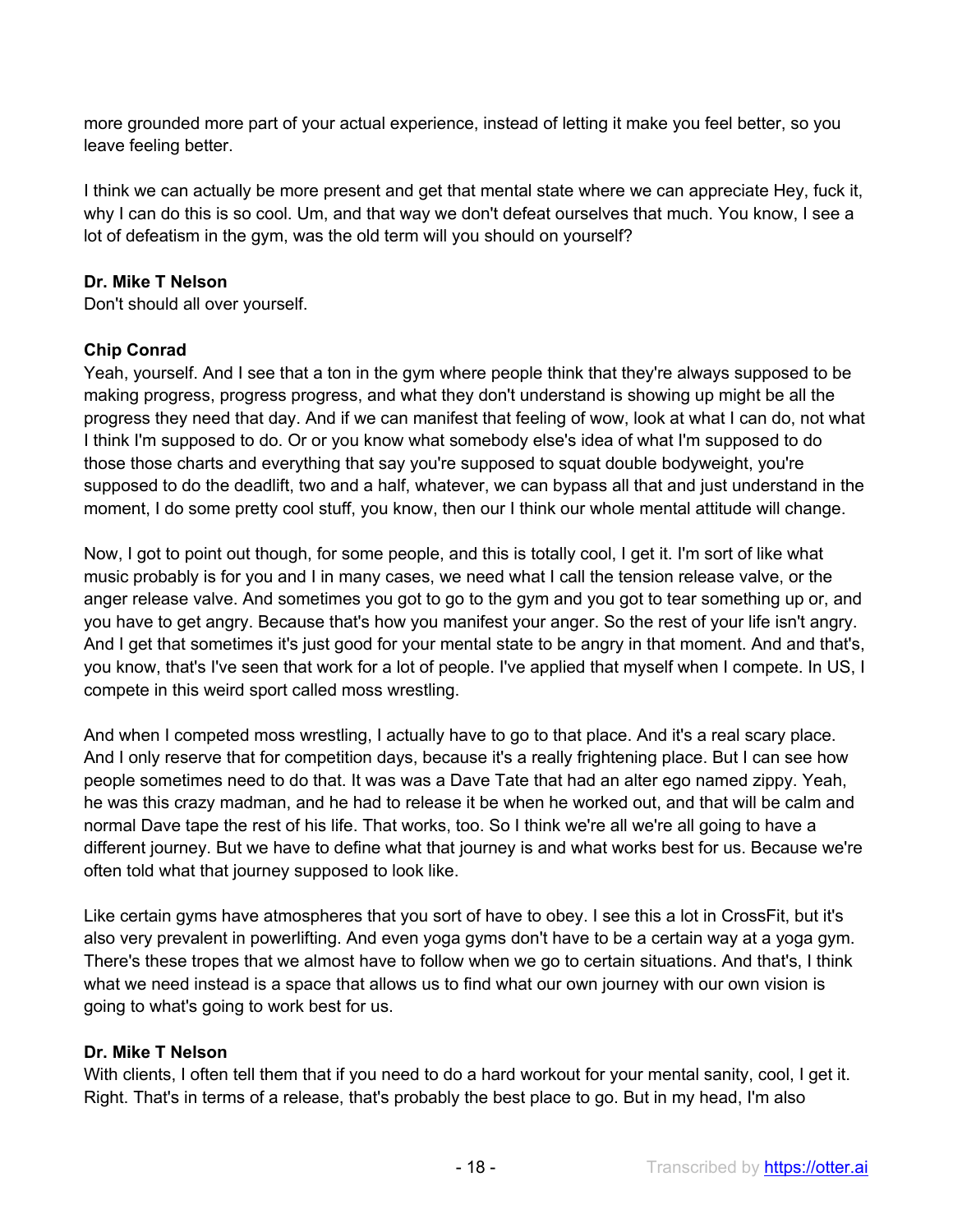more grounded more part of your actual experience, instead of letting it make you feel better, so you leave feeling better.

I think we can actually be more present and get that mental state where we can appreciate Hey, fuck it, why I can do this is so cool. Um, and that way we don't defeat ourselves that much. You know, I see a lot of defeatism in the gym, was the old term will you should on yourself?

**Dr. Mike T Nelson**
Don't should all over yourself.

**Chip Conrad**
Yeah, yourself. And I see that a ton in the gym where people think that they're always supposed to be making progress, progress progress, and what they don't understand is showing up might be all the progress they need that day. And if we can manifest that feeling of wow, look at what I can do, not what I think I'm supposed to do. Or or you know what somebody else's idea of what I'm supposed to do those those charts and everything that say you're supposed to squat double bodyweight, you're supposed to do the deadlift, two and a half, whatever, we can bypass all that and just understand in the moment, I do some pretty cool stuff, you know, then our I think our whole mental attitude will change.

Now, I got to point out though, for some people, and this is totally cool, I get it. I'm sort of like what music probably is for you and I in many cases, we need what I call the tension release valve, or the anger release valve. And sometimes you got to go to the gym and you got to tear something up or, and you have to get angry. Because that's how you manifest your anger. So the rest of your life isn't angry. And I get that sometimes it's just good for your mental state to be angry in that moment. And and that's, you know, that's I've seen that work for a lot of people. I've applied that myself when I compete. In US, I compete in this weird sport called moss wrestling.

And when I competed moss wrestling, I actually have to go to that place. And it's a real scary place. And I only reserve that for competition days, because it's a really frightening place. But I can see how people sometimes need to do that. It was was a Dave Tate that had an alter ego named zippy. Yeah, he was this crazy madman, and he had to release it be when he worked out, and that will be calm and normal Dave tape the rest of his life. That works, too. So I think we're all we're all going to have a different journey. But we have to define what that journey is and what works best for us. Because we're often told what that journey supposed to look like.

Like certain gyms have atmospheres that you sort of have to obey. I see this a lot in CrossFit, but it's also very prevalent in powerlifting. And even yoga gyms don't have to be a certain way at a yoga gym. There's these tropes that we almost have to follow when we go to certain situations. And that's, I think what we need instead is a space that allows us to find what our own journey with our own vision is going to what's going to work best for us.

**Dr. Mike T Nelson**
With clients, I often tell them that if you need to do a hard workout for your mental sanity, cool, I get it. Right. That's in terms of a release, that's probably the best place to go. But in my head, I'm also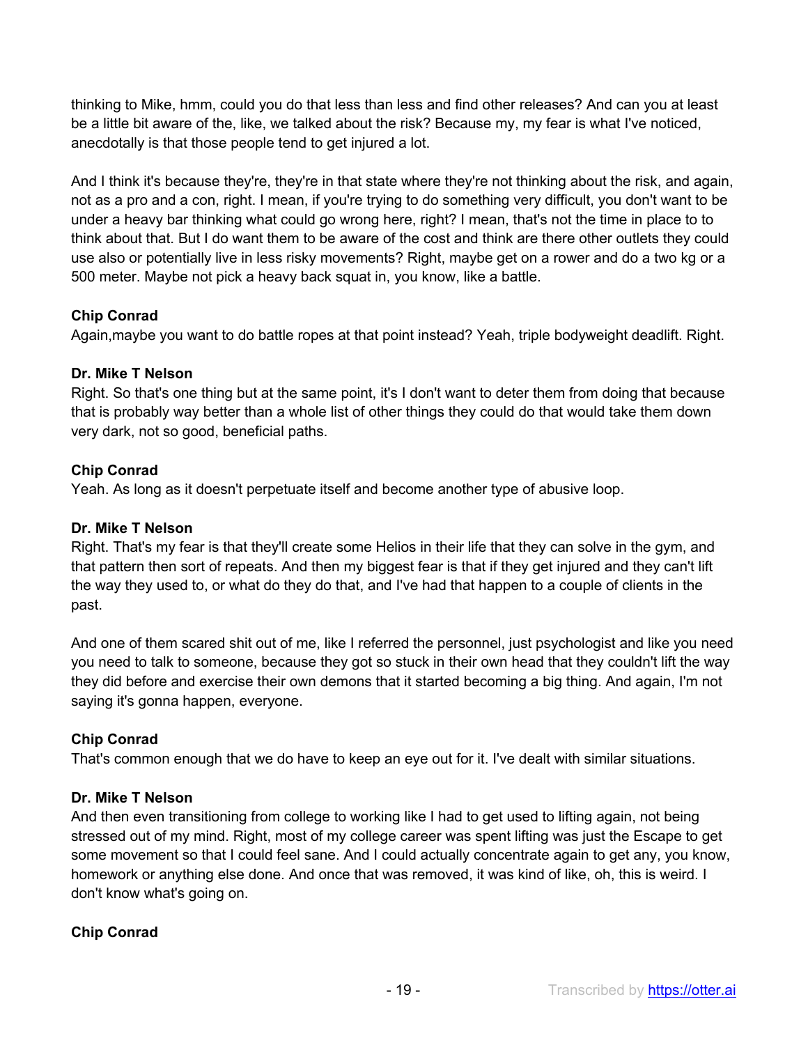thinking to Mike, hmm, could you do that less than less and find other releases? And can you at least be a little bit aware of the, like, we talked about the risk? Because my, my fear is what I've noticed, anecdotally is that those people tend to get injured a lot.

And I think it's because they're, they're in that state where they're not thinking about the risk, and again, not as a pro and a con, right. I mean, if you're trying to do something very difficult, you don't want to be under a heavy bar thinking what could go wrong here, right? I mean, that's not the time in place to to think about that. But I do want them to be aware of the cost and think are there other outlets they could use also or potentially live in less risky movements? Right, maybe get on a rower and do a two kg or a 500 meter. Maybe not pick a heavy back squat in, you know, like a battle.

**Chip Conrad**

Again,maybe you want to do battle ropes at that point instead? Yeah, triple bodyweight deadlift. Right.

**Dr. Mike T Nelson**

Right. So that's one thing but at the same point, it's I don't want to deter them from doing that because that is probably way better than a whole list of other things they could do that would take them down very dark, not so good, beneficial paths.

**Chip Conrad**

Yeah. As long as it doesn't perpetuate itself and become another type of abusive loop.

**Dr. Mike T Nelson**

Right. That's my fear is that they'll create some Helios in their life that they can solve in the gym, and that pattern then sort of repeats. And then my biggest fear is that if they get injured and they can't lift the way they used to, or what do they do that, and I've had that happen to a couple of clients in the past.

And one of them scared shit out of me, like I referred the personnel, just psychologist and like you need you need to talk to someone, because they got so stuck in their own head that they couldn't lift the way they did before and exercise their own demons that it started becoming a big thing. And again, I'm not saying it's gonna happen, everyone.

**Chip Conrad**

That's common enough that we do have to keep an eye out for it. I've dealt with similar situations.

**Dr. Mike T Nelson**

And then even transitioning from college to working like I had to get used to lifting again, not being stressed out of my mind. Right, most of my college career was spent lifting was just the Escape to get some movement so that I could feel sane. And I could actually concentrate again to get any, you know, homework or anything else done. And once that was removed, it was kind of like, oh, this is weird. I don't know what's going on.

**Chip Conrad**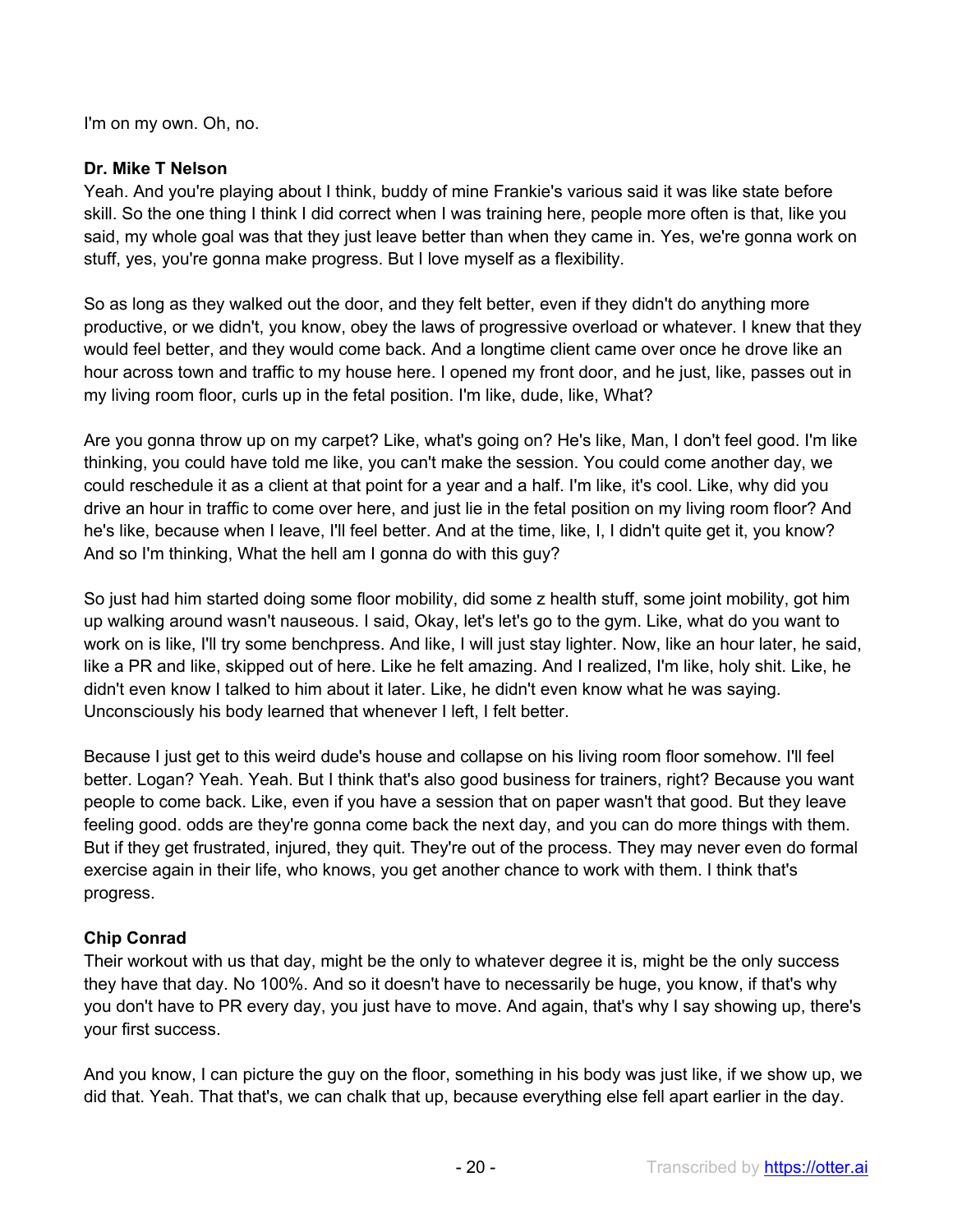I'm on my own. Oh, no.

**Dr. Mike T Nelson**
Yeah. And you're playing about I think, buddy of mine Frankie's various said it was like state before skill. So the one thing I think I did correct when I was training here, people more often is that, like you said, my whole goal was that they just leave better than when they came in. Yes, we're gonna work on stuff, yes, you're gonna make progress. But I love myself as a flexibility.

So as long as they walked out the door, and they felt better, even if they didn't do anything more productive, or we didn't, you know, obey the laws of progressive overload or whatever. I knew that they would feel better, and they would come back. And a longtime client came over once he drove like an hour across town and traffic to my house here. I opened my front door, and he just, like, passes out in my living room floor, curls up in the fetal position. I'm like, dude, like, What?

Are you gonna throw up on my carpet? Like, what's going on? He's like, Man, I don't feel good. I'm like thinking, you could have told me like, you can't make the session. You could come another day, we could reschedule it as a client at that point for a year and a half. I'm like, it's cool. Like, why did you drive an hour in traffic to come over here, and just lie in the fetal position on my living room floor? And he's like, because when I leave, I'll feel better. And at the time, like, I, I didn't quite get it, you know? And so I'm thinking, What the hell am I gonna do with this guy?

So just had him started doing some floor mobility, did some z health stuff, some joint mobility, got him up walking around wasn't nauseous. I said, Okay, let's let's go to the gym. Like, what do you want to work on is like, I'll try some benchpress. And like, I will just stay lighter. Now, like an hour later, he said, like a PR and like, skipped out of here. Like he felt amazing. And I realized, I'm like, holy shit. Like, he didn't even know I talked to him about it later. Like, he didn't even know what he was saying. Unconsciously his body learned that whenever I left, I felt better.

Because I just get to this weird dude's house and collapse on his living room floor somehow. I'll feel better. Logan? Yeah. Yeah. But I think that's also good business for trainers, right? Because you want people to come back. Like, even if you have a session that on paper wasn't that good. But they leave feeling good. odds are they're gonna come back the next day, and you can do more things with them. But if they get frustrated, injured, they quit. They're out of the process. They may never even do formal exercise again in their life, who knows, you get another chance to work with them. I think that's progress.

**Chip Conrad**
Their workout with us that day, might be the only to whatever degree it is, might be the only success they have that day. No 100%. And so it doesn't have to necessarily be huge, you know, if that's why you don't have to PR every day, you just have to move. And again, that's why I say showing up, there's your first success.

And you know, I can picture the guy on the floor, something in his body was just like, if we show up, we did that. Yeah. That that's, we can chalk that up, because everything else fell apart earlier in the day.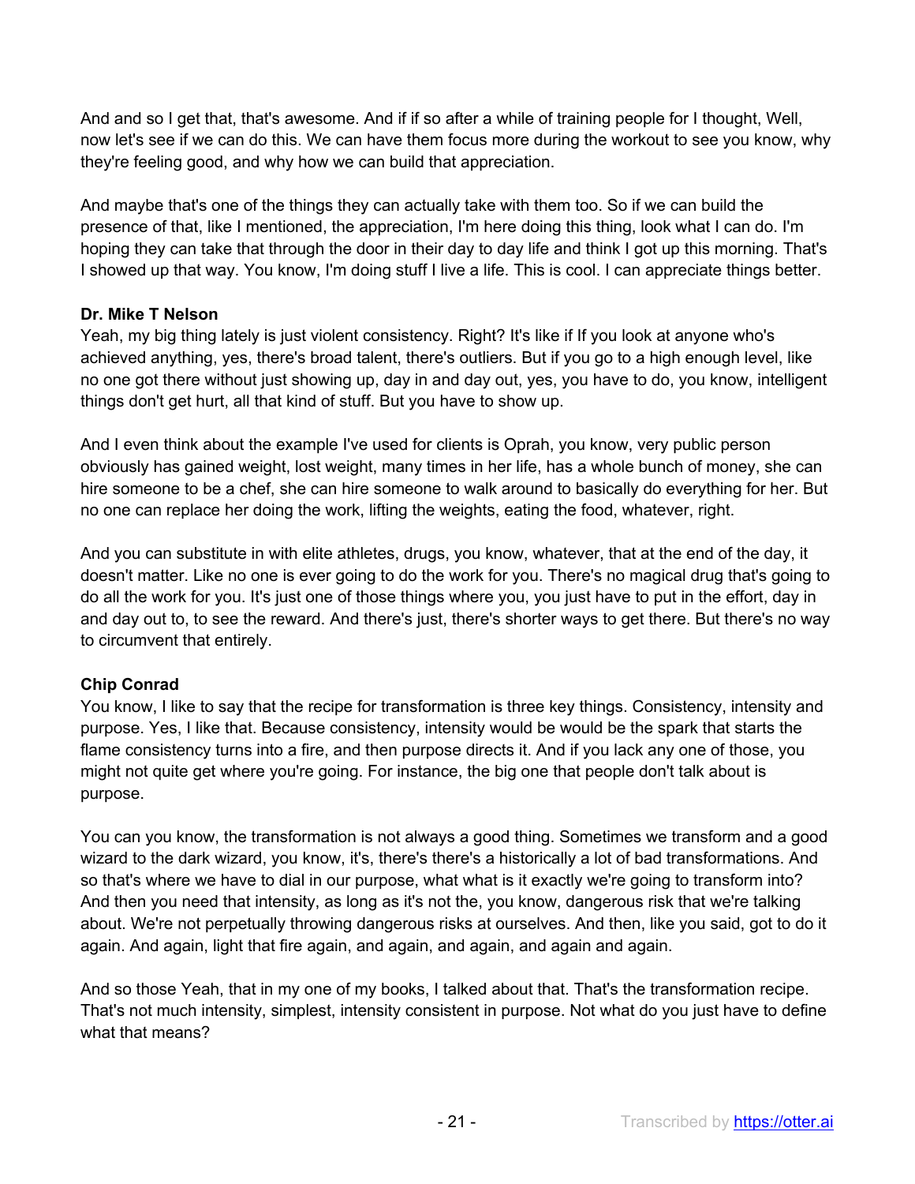And and so I get that, that's awesome. And if if so after a while of training people for I thought, Well, now let's see if we can do this. We can have them focus more during the workout to see you know, why they're feeling good, and why how we can build that appreciation.

And maybe that's one of the things they can actually take with them too. So if we can build the presence of that, like I mentioned, the appreciation, I'm here doing this thing, look what I can do. I'm hoping they can take that through the door in their day to day life and think I got up this morning. That's I showed up that way. You know, I'm doing stuff I live a life. This is cool. I can appreciate things better.

**Dr. Mike T Nelson**
Yeah, my big thing lately is just violent consistency. Right? It's like if If you look at anyone who's achieved anything, yes, there's broad talent, there's outliers. But if you go to a high enough level, like no one got there without just showing up, day in and day out, yes, you have to do, you know, intelligent things don't get hurt, all that kind of stuff. But you have to show up.

And I even think about the example I've used for clients is Oprah, you know, very public person obviously has gained weight, lost weight, many times in her life, has a whole bunch of money, she can hire someone to be a chef, she can hire someone to walk around to basically do everything for her. But no one can replace her doing the work, lifting the weights, eating the food, whatever, right.

And you can substitute in with elite athletes, drugs, you know, whatever, that at the end of the day, it doesn't matter. Like no one is ever going to do the work for you. There's no magical drug that's going to do all the work for you. It's just one of those things where you, you just have to put in the effort, day in and day out to, to see the reward. And there's just, there's shorter ways to get there. But there's no way to circumvent that entirely.

**Chip Conrad**
You know, I like to say that the recipe for transformation is three key things. Consistency, intensity and purpose. Yes, I like that. Because consistency, intensity would be would be the spark that starts the flame consistency turns into a fire, and then purpose directs it. And if you lack any one of those, you might not quite get where you're going. For instance, the big one that people don't talk about is purpose.

You can you know, the transformation is not always a good thing. Sometimes we transform and a good wizard to the dark wizard, you know, it's, there's there's a historically a lot of bad transformations. And so that's where we have to dial in our purpose, what what is it exactly we're going to transform into? And then you need that intensity, as long as it's not the, you know, dangerous risk that we're talking about. We're not perpetually throwing dangerous risks at ourselves. And then, like you said, got to do it again. And again, light that fire again, and again, and again, and again and again.

And so those Yeah, that in my one of my books, I talked about that. That's the transformation recipe. That's not much intensity, simplest, intensity consistent in purpose. Not what do you just have to define what that means?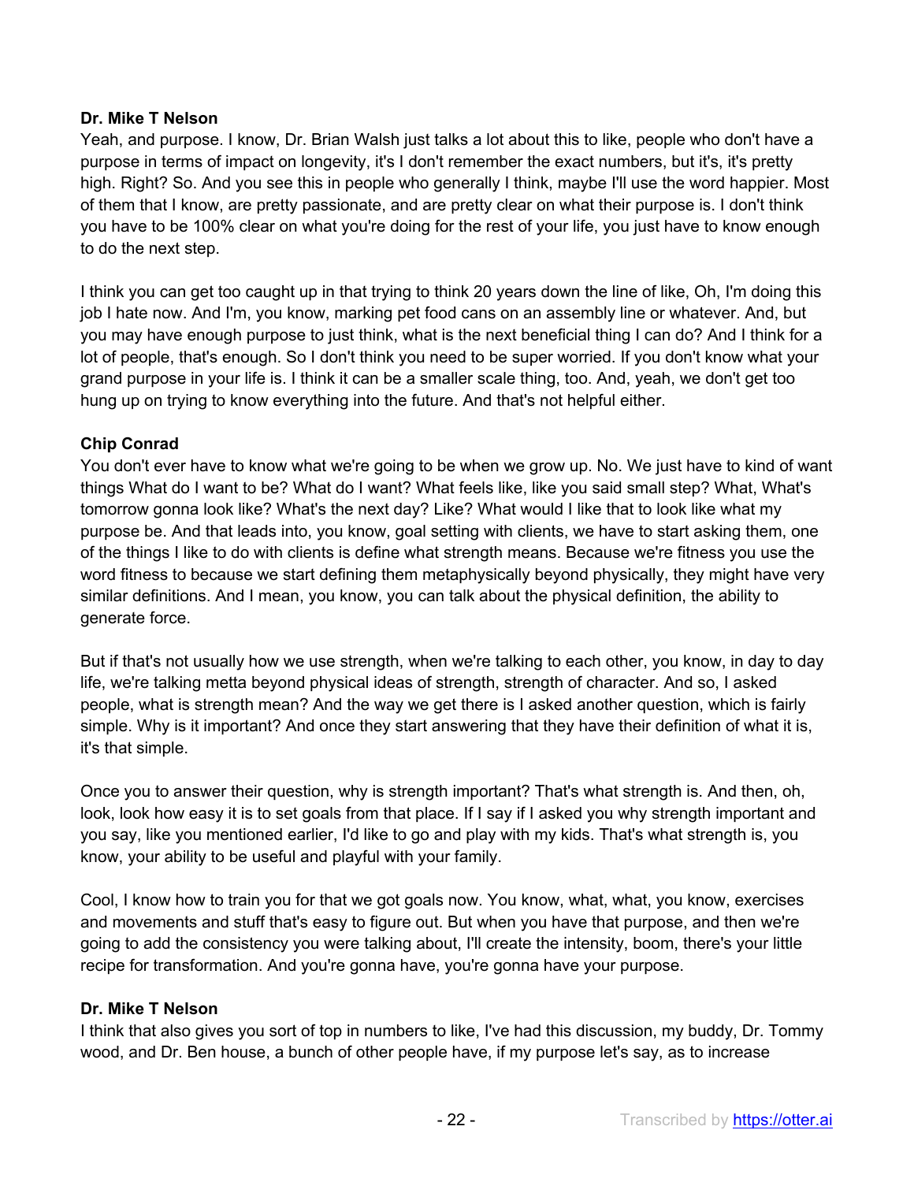**Dr. Mike T Nelson**
Yeah, and purpose. I know, Dr. Brian Walsh just talks a lot about this to like, people who don't have a purpose in terms of impact on longevity, it's I don't remember the exact numbers, but it's, it's pretty high. Right? So. And you see this in people who generally I think, maybe I'll use the word happier. Most of them that I know, are pretty passionate, and are pretty clear on what their purpose is. I don't think you have to be 100% clear on what you're doing for the rest of your life, you just have to know enough to do the next step.

I think you can get too caught up in that trying to think 20 years down the line of like, Oh, I'm doing this job I hate now. And I'm, you know, marking pet food cans on an assembly line or whatever. And, but you may have enough purpose to just think, what is the next beneficial thing I can do? And I think for a lot of people, that's enough. So I don't think you need to be super worried. If you don't know what your grand purpose in your life is. I think it can be a smaller scale thing, too. And, yeah, we don't get too hung up on trying to know everything into the future. And that's not helpful either.

**Chip Conrad**
You don't ever have to know what we're going to be when we grow up. No. We just have to kind of want things What do I want to be? What do I want? What feels like, like you said small step? What, What's tomorrow gonna look like? What's the next day? Like? What would I like that to look like what my purpose be. And that leads into, you know, goal setting with clients, we have to start asking them, one of the things I like to do with clients is define what strength means. Because we're fitness you use the word fitness to because we start defining them metaphysically beyond physically, they might have very similar definitions. And I mean, you know, you can talk about the physical definition, the ability to generate force.

But if that's not usually how we use strength, when we're talking to each other, you know, in day to day life, we're talking metta beyond physical ideas of strength, strength of character. And so, I asked people, what is strength mean? And the way we get there is I asked another question, which is fairly simple. Why is it important? And once they start answering that they have their definition of what it is, it's that simple.

Once you to answer their question, why is strength important? That's what strength is. And then, oh, look, look how easy it is to set goals from that place. If I say if I asked you why strength important and you say, like you mentioned earlier, I'd like to go and play with my kids. That's what strength is, you know, your ability to be useful and playful with your family.

Cool, I know how to train you for that we got goals now. You know, what, what, you know, exercises and movements and stuff that's easy to figure out. But when you have that purpose, and then we're going to add the consistency you were talking about, I'll create the intensity, boom, there's your little recipe for transformation. And you're gonna have, you're gonna have your purpose.

**Dr. Mike T Nelson**
I think that also gives you sort of top in numbers to like, I've had this discussion, my buddy, Dr. Tommy wood, and Dr. Ben house, a bunch of other people have, if my purpose let's say, as to increase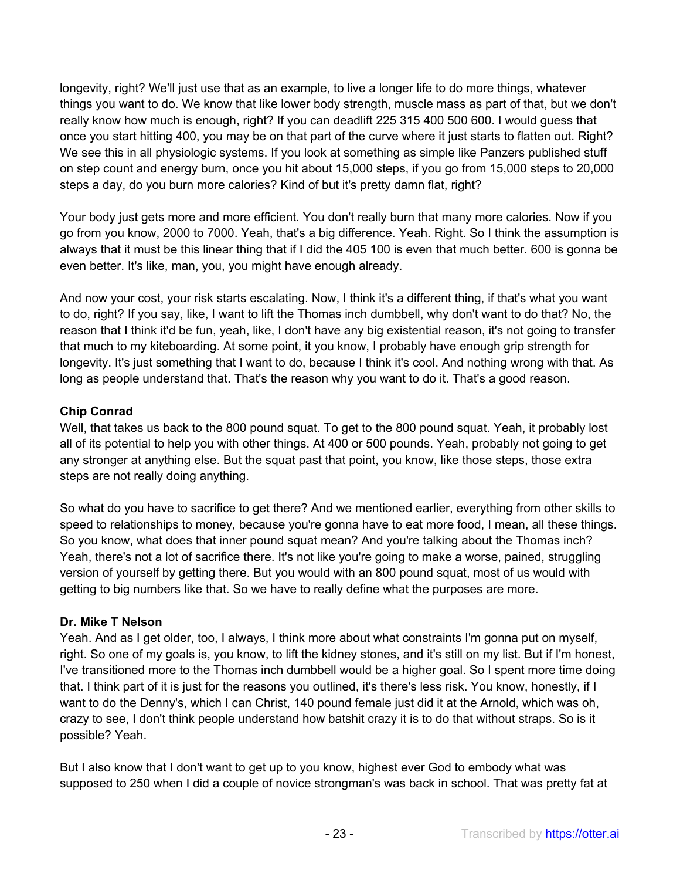longevity, right? We'll just use that as an example, to live a longer life to do more things, whatever things you want to do. We know that like lower body strength, muscle mass as part of that, but we don't really know how much is enough, right? If you can deadlift 225 315 400 500 600. I would guess that once you start hitting 400, you may be on that part of the curve where it just starts to flatten out. Right? We see this in all physiologic systems. If you look at something as simple like Panzers published stuff on step count and energy burn, once you hit about 15,000 steps, if you go from 15,000 steps to 20,000 steps a day, do you burn more calories? Kind of but it's pretty damn flat, right?

Your body just gets more and more efficient. You don't really burn that many more calories. Now if you go from you know, 2000 to 7000. Yeah, that's a big difference. Yeah. Right. So I think the assumption is always that it must be this linear thing that if I did the 405 100 is even that much better. 600 is gonna be even better. It's like, man, you, you might have enough already.

And now your cost, your risk starts escalating. Now, I think it's a different thing, if that's what you want to do, right? If you say, like, I want to lift the Thomas inch dumbbell, why don't want to do that? No, the reason that I think it'd be fun, yeah, like, I don't have any big existential reason, it's not going to transfer that much to my kiteboarding. At some point, it you know, I probably have enough grip strength for longevity. It's just something that I want to do, because I think it's cool. And nothing wrong with that. As long as people understand that. That's the reason why you want to do it. That's a good reason.

**Chip Conrad**
Well, that takes us back to the 800 pound squat. To get to the 800 pound squat. Yeah, it probably lost all of its potential to help you with other things. At 400 or 500 pounds. Yeah, probably not going to get any stronger at anything else. But the squat past that point, you know, like those steps, those extra steps are not really doing anything.

So what do you have to sacrifice to get there? And we mentioned earlier, everything from other skills to speed to relationships to money, because you're gonna have to eat more food, I mean, all these things. So you know, what does that inner pound squat mean? And you're talking about the Thomas inch? Yeah, there's not a lot of sacrifice there. It's not like you're going to make a worse, pained, struggling version of yourself by getting there. But you would with an 800 pound squat, most of us would with getting to big numbers like that. So we have to really define what the purposes are more.

**Dr. Mike T Nelson**
Yeah. And as I get older, too, I always, I think more about what constraints I'm gonna put on myself, right. So one of my goals is, you know, to lift the kidney stones, and it's still on my list. But if I'm honest, I've transitioned more to the Thomas inch dumbbell would be a higher goal. So I spent more time doing that. I think part of it is just for the reasons you outlined, it's there's less risk. You know, honestly, if I want to do the Denny's, which I can Christ, 140 pound female just did it at the Arnold, which was oh, crazy to see, I don't think people understand how batshit crazy it is to do that without straps. So is it possible? Yeah.

But I also know that I don't want to get up to you know, highest ever God to embody what was supposed to 250 when I did a couple of novice strongman's was back in school. That was pretty fat at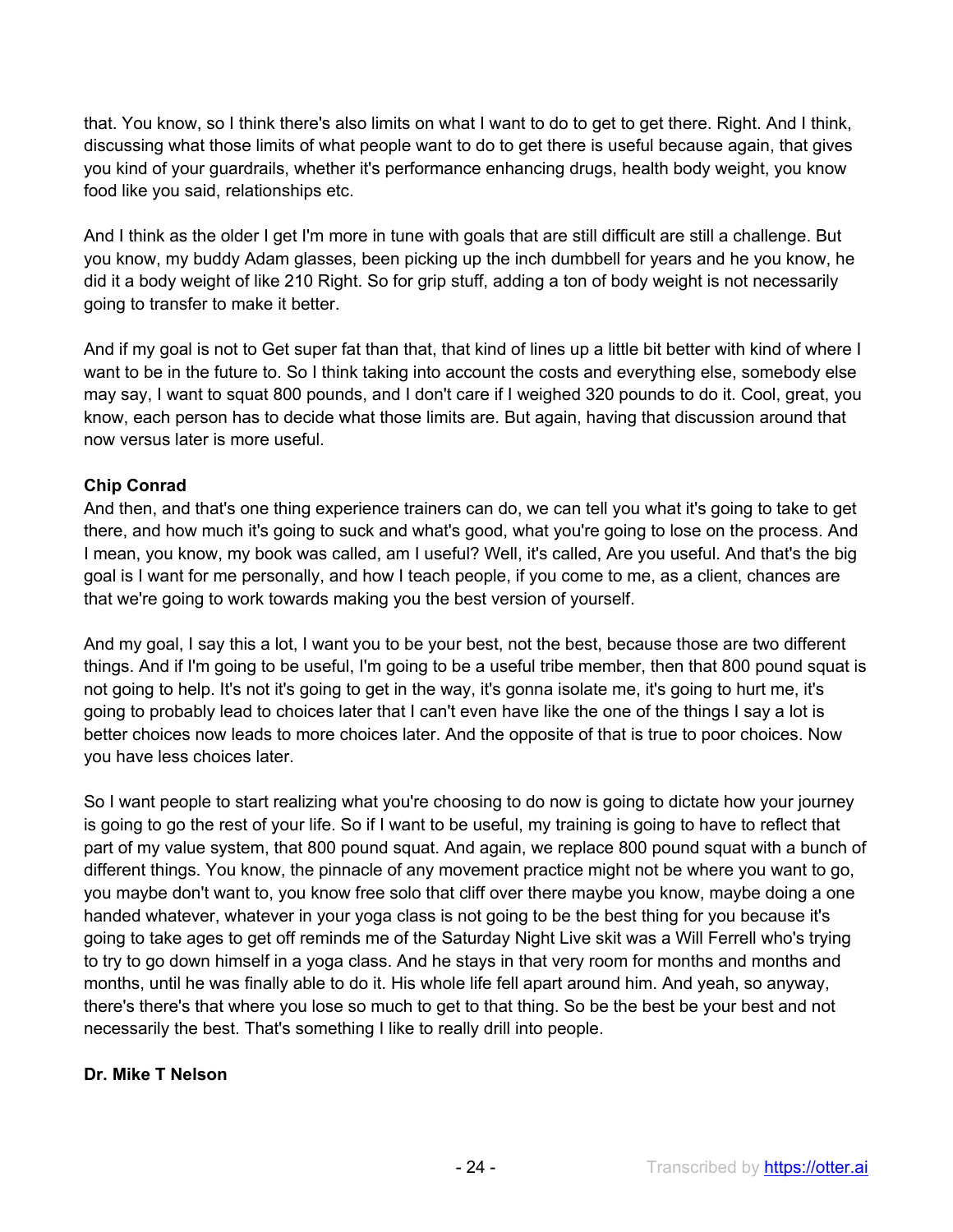that. You know, so I think there's also limits on what I want to do to get to get there. Right. And I think, discussing what those limits of what people want to do to get there is useful because again, that gives you kind of your guardrails, whether it's performance enhancing drugs, health body weight, you know food like you said, relationships etc.

And I think as the older I get I'm more in tune with goals that are still difficult are still a challenge. But you know, my buddy Adam glasses, been picking up the inch dumbbell for years and he you know, he did it a body weight of like 210 Right. So for grip stuff, adding a ton of body weight is not necessarily going to transfer to make it better.

And if my goal is not to Get super fat than that, that kind of lines up a little bit better with kind of where I want to be in the future to. So I think taking into account the costs and everything else, somebody else may say, I want to squat 800 pounds, and I don't care if I weighed 320 pounds to do it. Cool, great, you know, each person has to decide what those limits are. But again, having that discussion around that now versus later is more useful.

**Chip Conrad**
And then, and that's one thing experience trainers can do, we can tell you what it's going to take to get there, and how much it's going to suck and what's good, what you're going to lose on the process. And I mean, you know, my book was called, am I useful? Well, it's called, Are you useful. And that's the big goal is I want for me personally, and how I teach people, if you come to me, as a client, chances are that we're going to work towards making you the best version of yourself.

And my goal, I say this a lot, I want you to be your best, not the best, because those are two different things. And if I'm going to be useful, I'm going to be a useful tribe member, then that 800 pound squat is not going to help. It's not it's going to get in the way, it's gonna isolate me, it's going to hurt me, it's going to probably lead to choices later that I can't even have like the one of the things I say a lot is better choices now leads to more choices later. And the opposite of that is true to poor choices. Now you have less choices later.

So I want people to start realizing what you're choosing to do now is going to dictate how your journey is going to go the rest of your life. So if I want to be useful, my training is going to have to reflect that part of my value system, that 800 pound squat. And again, we replace 800 pound squat with a bunch of different things. You know, the pinnacle of any movement practice might not be where you want to go, you maybe don't want to, you know free solo that cliff over there maybe you know, maybe doing a one handed whatever, whatever in your yoga class is not going to be the best thing for you because it's going to take ages to get off reminds me of the Saturday Night Live skit was a Will Ferrell who's trying to try to go down himself in a yoga class. And he stays in that very room for months and months and months, until he was finally able to do it. His whole life fell apart around him. And yeah, so anyway, there's there's that where you lose so much to get to that thing. So be the best be your best and not necessarily the best. That's something I like to really drill into people.

**Dr. Mike T Nelson**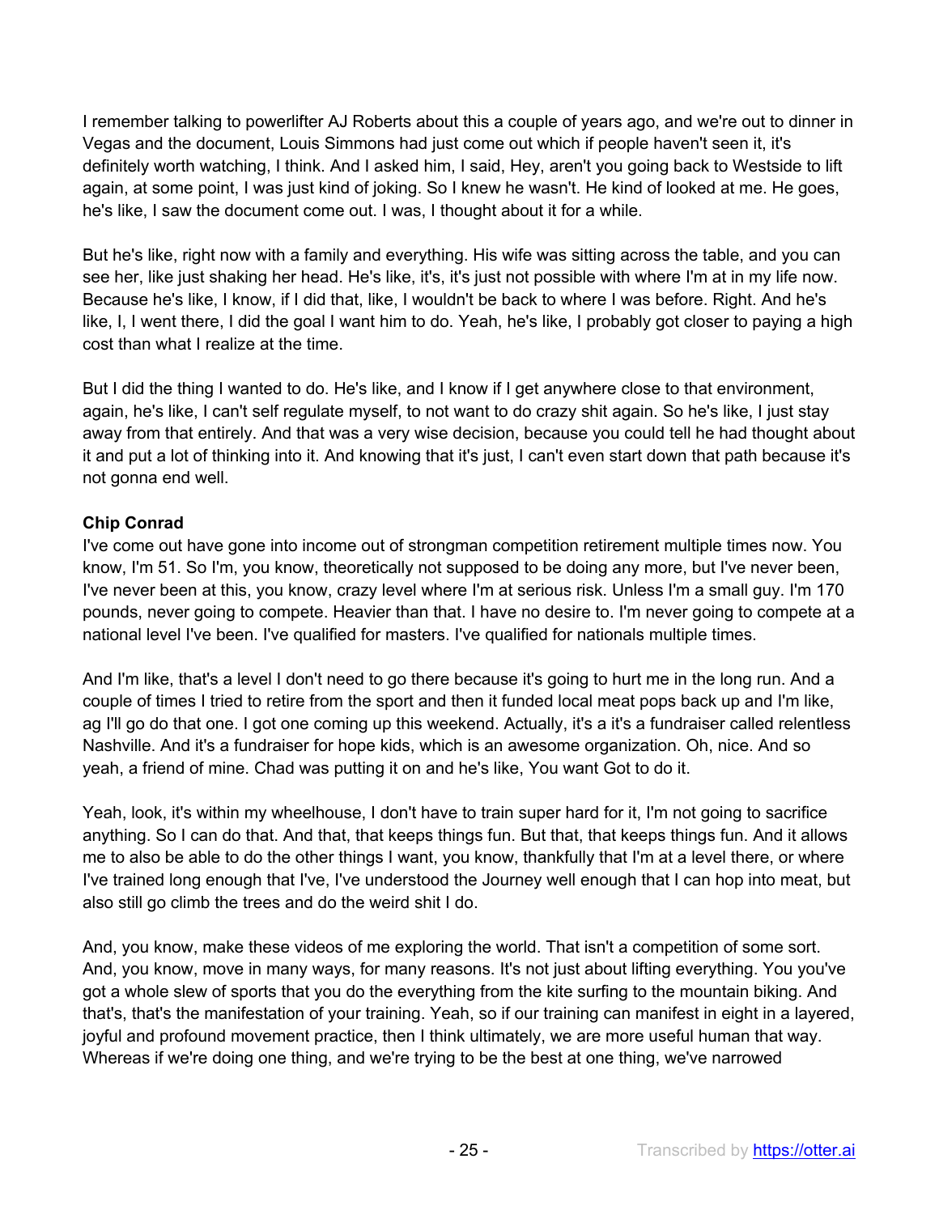I remember talking to powerlifter AJ Roberts about this a couple of years ago, and we're out to dinner in Vegas and the document, Louis Simmons had just come out which if people haven't seen it, it's definitely worth watching, I think. And I asked him, I said, Hey, aren't you going back to Westside to lift again, at some point, I was just kind of joking. So I knew he wasn't. He kind of looked at me. He goes, he's like, I saw the document come out. I was, I thought about it for a while.

But he's like, right now with a family and everything. His wife was sitting across the table, and you can see her, like just shaking her head. He's like, it's, it's just not possible with where I'm at in my life now. Because he's like, I know, if I did that, like, I wouldn't be back to where I was before. Right. And he's like, I, I went there, I did the goal I want him to do. Yeah, he's like, I probably got closer to paying a high cost than what I realize at the time.

But I did the thing I wanted to do. He's like, and I know if I get anywhere close to that environment, again, he's like, I can't self regulate myself, to not want to do crazy shit again. So he's like, I just stay away from that entirely. And that was a very wise decision, because you could tell he had thought about it and put a lot of thinking into it. And knowing that it's just, I can't even start down that path because it's not gonna end well.

**Chip Conrad**
I've come out have gone into income out of strongman competition retirement multiple times now. You know, I'm 51. So I'm, you know, theoretically not supposed to be doing any more, but I've never been, I've never been at this, you know, crazy level where I'm at serious risk. Unless I'm a small guy. I'm 170 pounds, never going to compete. Heavier than that. I have no desire to. I'm never going to compete at a national level I've been. I've qualified for masters. I've qualified for nationals multiple times.

And I'm like, that's a level I don't need to go there because it's going to hurt me in the long run. And a couple of times I tried to retire from the sport and then it funded local meat pops back up and I'm like, ag I'll go do that one. I got one coming up this weekend. Actually, it's a it's a fundraiser called relentless Nashville. And it's a fundraiser for hope kids, which is an awesome organization. Oh, nice. And so yeah, a friend of mine. Chad was putting it on and he's like, You want Got to do it.

Yeah, look, it's within my wheelhouse, I don't have to train super hard for it, I'm not going to sacrifice anything. So I can do that. And that, that keeps things fun. But that, that keeps things fun. And it allows me to also be able to do the other things I want, you know, thankfully that I'm at a level there, or where I've trained long enough that I've, I've understood the Journey well enough that I can hop into meat, but also still go climb the trees and do the weird shit I do.

And, you know, make these videos of me exploring the world. That isn't a competition of some sort. And, you know, move in many ways, for many reasons. It's not just about lifting everything. You you've got a whole slew of sports that you do the everything from the kite surfing to the mountain biking. And that's, that's the manifestation of your training. Yeah, so if our training can manifest in eight in a layered, joyful and profound movement practice, then I think ultimately, we are more useful human that way. Whereas if we're doing one thing, and we're trying to be the best at one thing, we've narrowed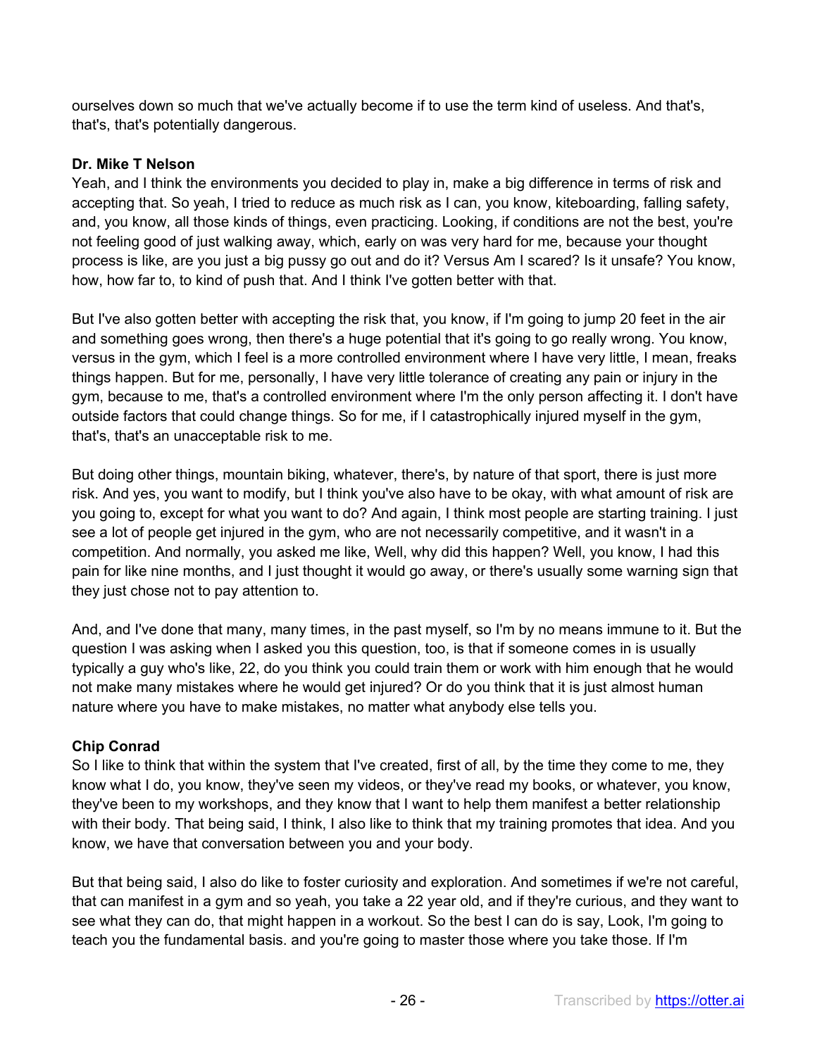ourselves down so much that we've actually become if to use the term kind of useless. And that's, that's, that's potentially dangerous.

**Dr. Mike T Nelson**

Yeah, and I think the environments you decided to play in, make a big difference in terms of risk and accepting that. So yeah, I tried to reduce as much risk as I can, you know, kiteboarding, falling safety, and, you know, all those kinds of things, even practicing. Looking, if conditions are not the best, you're not feeling good of just walking away, which, early on was very hard for me, because your thought process is like, are you just a big pussy go out and do it? Versus Am I scared? Is it unsafe? You know, how, how far to, to kind of push that. And I think I've gotten better with that.

But I've also gotten better with accepting the risk that, you know, if I'm going to jump 20 feet in the air and something goes wrong, then there's a huge potential that it's going to go really wrong. You know, versus in the gym, which I feel is a more controlled environment where I have very little, I mean, freaks things happen. But for me, personally, I have very little tolerance of creating any pain or injury in the gym, because to me, that's a controlled environment where I'm the only person affecting it. I don't have outside factors that could change things. So for me, if I catastrophically injured myself in the gym, that's, that's an unacceptable risk to me.

But doing other things, mountain biking, whatever, there's, by nature of that sport, there is just more risk. And yes, you want to modify, but I think you've also have to be okay, with what amount of risk are you going to, except for what you want to do? And again, I think most people are starting training. I just see a lot of people get injured in the gym, who are not necessarily competitive, and it wasn't in a competition. And normally, you asked me like, Well, why did this happen? Well, you know, I had this pain for like nine months, and I just thought it would go away, or there's usually some warning sign that they just chose not to pay attention to.

And, and I've done that many, many times, in the past myself, so I'm by no means immune to it. But the question I was asking when I asked you this question, too, is that if someone comes in is usually typically a guy who's like, 22, do you think you could train them or work with him enough that he would not make many mistakes where he would get injured? Or do you think that it is just almost human nature where you have to make mistakes, no matter what anybody else tells you.

**Chip Conrad**

So I like to think that within the system that I've created, first of all, by the time they come to me, they know what I do, you know, they've seen my videos, or they've read my books, or whatever, you know, they've been to my workshops, and they know that I want to help them manifest a better relationship with their body. That being said, I think, I also like to think that my training promotes that idea. And you know, we have that conversation between you and your body.

But that being said, I also do like to foster curiosity and exploration. And sometimes if we're not careful, that can manifest in a gym and so yeah, you take a 22 year old, and if they're curious, and they want to see what they can do, that might happen in a workout. So the best I can do is say, Look, I'm going to teach you the fundamental basis. and you're going to master those where you take those. If I'm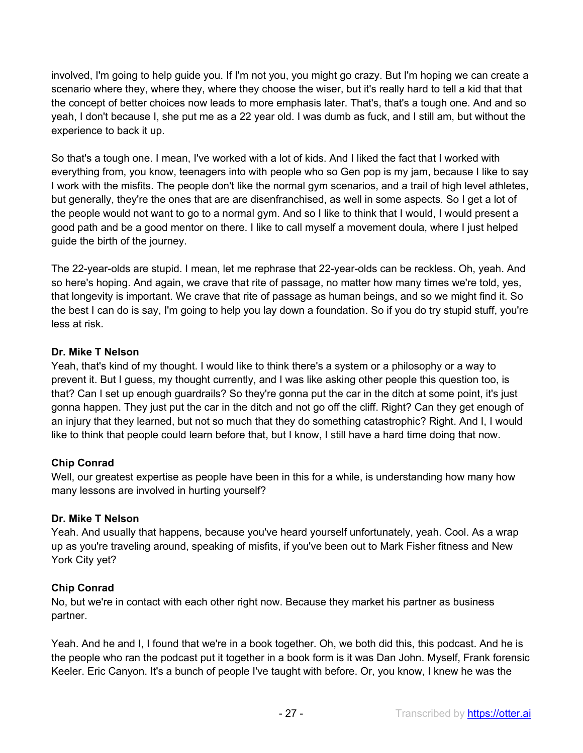involved, I'm going to help guide you. If I'm not you, you might go crazy. But I'm hoping we can create a scenario where they, where they, where they choose the wiser, but it's really hard to tell a kid that that the concept of better choices now leads to more emphasis later. That's, that's a tough one. And and so yeah, I don't because I, she put me as a 22 year old. I was dumb as fuck, and I still am, but without the experience to back it up.

So that's a tough one. I mean, I've worked with a lot of kids. And I liked the fact that I worked with everything from, you know, teenagers into with people who so Gen pop is my jam, because I like to say I work with the misfits. The people don't like the normal gym scenarios, and a trail of high level athletes, but generally, they're the ones that are are disenfranchised, as well in some aspects. So I get a lot of the people would not want to go to a normal gym. And so I like to think that I would, I would present a good path and be a good mentor on there. I like to call myself a movement doula, where I just helped guide the birth of the journey.

The 22-year-olds are stupid. I mean, let me rephrase that 22-year-olds can be reckless. Oh, yeah. And so here's hoping. And again, we crave that rite of passage, no matter how many times we're told, yes, that longevity is important. We crave that rite of passage as human beings, and so we might find it. So the best I can do is say, I'm going to help you lay down a foundation. So if you do try stupid stuff, you're less at risk.

**Dr. Mike T Nelson**
Yeah, that's kind of my thought. I would like to think there's a system or a philosophy or a way to prevent it. But I guess, my thought currently, and I was like asking other people this question too, is that? Can I set up enough guardrails? So they're gonna put the car in the ditch at some point, it's just gonna happen. They just put the car in the ditch and not go off the cliff. Right? Can they get enough of an injury that they learned, but not so much that they do something catastrophic? Right. And I, I would like to think that people could learn before that, but I know, I still have a hard time doing that now.

**Chip Conrad**
Well, our greatest expertise as people have been in this for a while, is understanding how many how many lessons are involved in hurting yourself?

**Dr. Mike T Nelson**
Yeah. And usually that happens, because you've heard yourself unfortunately, yeah. Cool. As a wrap up as you're traveling around, speaking of misfits, if you've been out to Mark Fisher fitness and New York City yet?

**Chip Conrad**
No, but we're in contact with each other right now. Because they market his partner as business partner.

Yeah. And he and I, I found that we're in a book together. Oh, we both did this, this podcast. And he is the people who ran the podcast put it together in a book form is it was Dan John. Myself, Frank forensic Keeler. Eric Canyon. It's a bunch of people I've taught with before. Or, you know, I knew he was the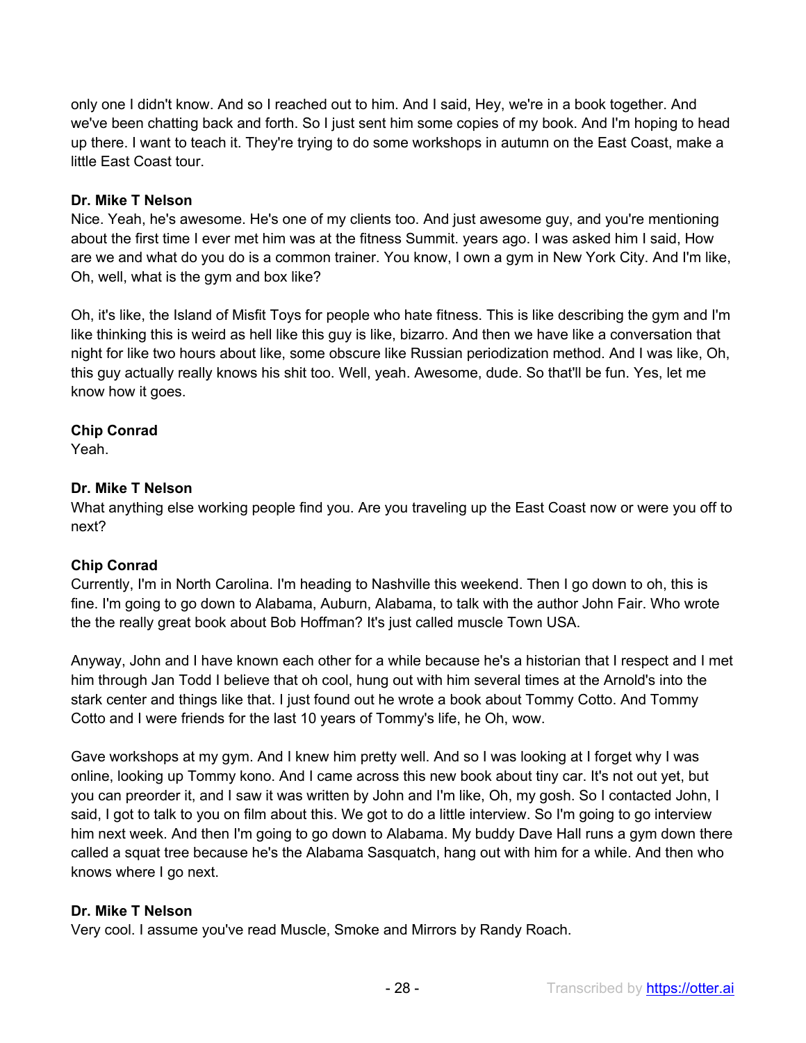only one I didn't know. And so I reached out to him. And I said, Hey, we're in a book together. And we've been chatting back and forth. So I just sent him some copies of my book. And I'm hoping to head up there. I want to teach it. They're trying to do some workshops in autumn on the East Coast, make a little East Coast tour.

**Dr. Mike T Nelson**
Nice. Yeah, he's awesome. He's one of my clients too. And just awesome guy, and you're mentioning about the first time I ever met him was at the fitness Summit. years ago. I was asked him I said, How are we and what do you do is a common trainer. You know, I own a gym in New York City. And I'm like, Oh, well, what is the gym and box like?

Oh, it's like, the Island of Misfit Toys for people who hate fitness. This is like describing the gym and I'm like thinking this is weird as hell like this guy is like, bizarro. And then we have like a conversation that night for like two hours about like, some obscure like Russian periodization method. And I was like, Oh, this guy actually really knows his shit too. Well, yeah. Awesome, dude. So that'll be fun. Yes, let me know how it goes.

**Chip Conrad**
Yeah.

**Dr. Mike T Nelson**
What anything else working people find you. Are you traveling up the East Coast now or were you off to next?

**Chip Conrad**
Currently, I'm in North Carolina. I'm heading to Nashville this weekend. Then I go down to oh, this is fine. I'm going to go down to Alabama, Auburn, Alabama, to talk with the author John Fair. Who wrote the the really great book about Bob Hoffman? It's just called muscle Town USA.

Anyway, John and I have known each other for a while because he's a historian that I respect and I met him through Jan Todd I believe that oh cool, hung out with him several times at the Arnold's into the stark center and things like that. I just found out he wrote a book about Tommy Cotto. And Tommy Cotto and I were friends for the last 10 years of Tommy's life, he Oh, wow.

Gave workshops at my gym. And I knew him pretty well. And so I was looking at I forget why I was online, looking up Tommy kono. And I came across this new book about tiny car. It's not out yet, but you can preorder it, and I saw it was written by John and I'm like, Oh, my gosh. So I contacted John, I said, I got to talk to you on film about this. We got to do a little interview. So I'm going to go interview him next week. And then I'm going to go down to Alabama. My buddy Dave Hall runs a gym down there called a squat tree because he's the Alabama Sasquatch, hang out with him for a while. And then who knows where I go next.

**Dr. Mike T Nelson**
Very cool. I assume you've read Muscle, Smoke and Mirrors by Randy Roach.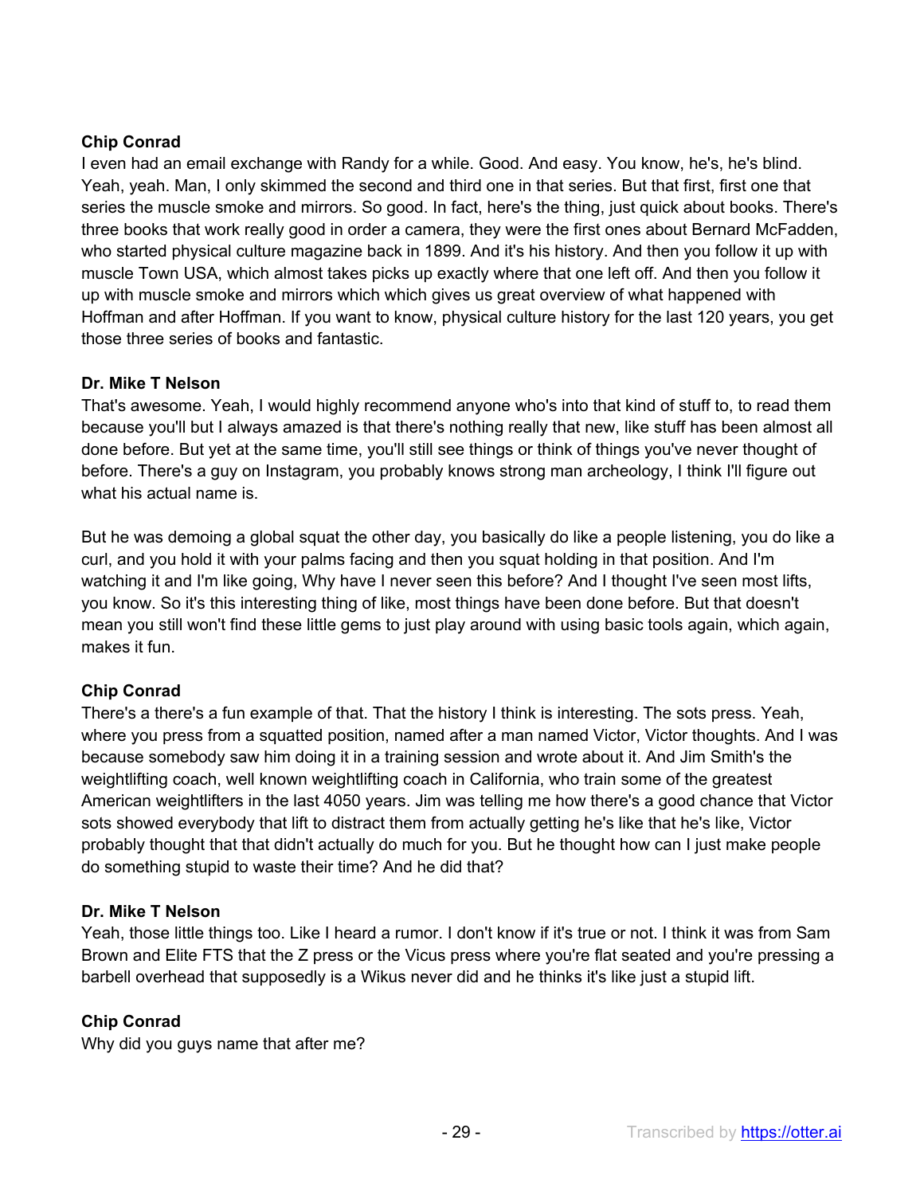**Chip Conrad**
I even had an email exchange with Randy for a while. Good. And easy. You know, he's, he's blind. Yeah, yeah. Man, I only skimmed the second and third one in that series. But that first, first one that series the muscle smoke and mirrors. So good. In fact, here's the thing, just quick about books. There's three books that work really good in order a camera, they were the first ones about Bernard McFadden, who started physical culture magazine back in 1899. And it's his history. And then you follow it up with muscle Town USA, which almost takes picks up exactly where that one left off. And then you follow it up with muscle smoke and mirrors which which gives us great overview of what happened with Hoffman and after Hoffman. If you want to know, physical culture history for the last 120 years, you get those three series of books and fantastic.

**Dr. Mike T Nelson**
That's awesome. Yeah, I would highly recommend anyone who's into that kind of stuff to, to read them because you'll but I always amazed is that there's nothing really that new, like stuff has been almost all done before. But yet at the same time, you'll still see things or think of things you've never thought of before. There's a guy on Instagram, you probably knows strong man archeology, I think I'll figure out what his actual name is.

But he was demoing a global squat the other day, you basically do like a people listening, you do like a curl, and you hold it with your palms facing and then you squat holding in that position. And I'm watching it and I'm like going, Why have I never seen this before? And I thought I've seen most lifts, you know. So it's this interesting thing of like, most things have been done before. But that doesn't mean you still won't find these little gems to just play around with using basic tools again, which again, makes it fun.

**Chip Conrad**
There's a there's a fun example of that. That the history I think is interesting. The sots press. Yeah, where you press from a squatted position, named after a man named Victor, Victor thoughts. And I was because somebody saw him doing it in a training session and wrote about it. And Jim Smith's the weightlifting coach, well known weightlifting coach in California, who train some of the greatest American weightlifters in the last 4050 years. Jim was telling me how there's a good chance that Victor sots showed everybody that lift to distract them from actually getting he's like that he's like, Victor probably thought that that didn't actually do much for you. But he thought how can I just make people do something stupid to waste their time? And he did that?

**Dr. Mike T Nelson**
Yeah, those little things too. Like I heard a rumor. I don't know if it's true or not. I think it was from Sam Brown and Elite FTS that the Z press or the Vicus press where you're flat seated and you're pressing a barbell overhead that supposedly is a Wikus never did and he thinks it's like just a stupid lift.

**Chip Conrad**
Why did you guys name that after me?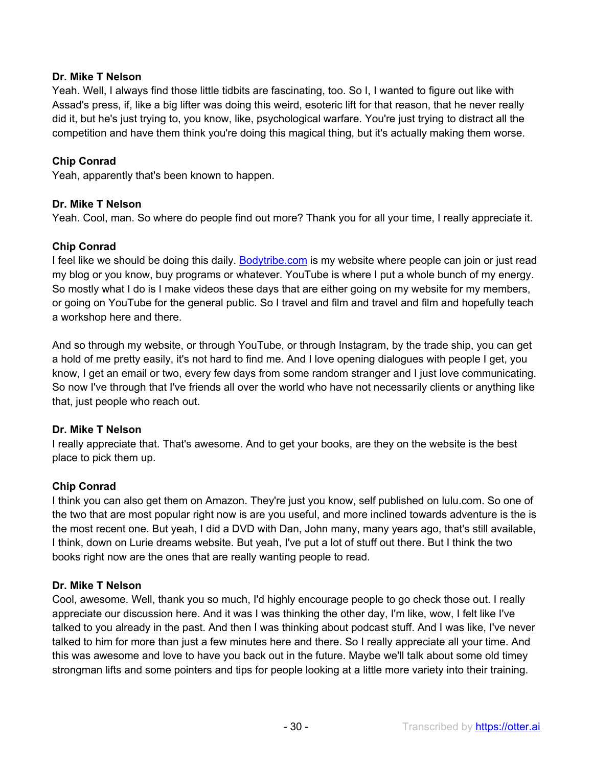**Dr. Mike T Nelson**
Yeah. Well, I always find those little tidbits are fascinating, too. So I, I wanted to figure out like with Assad's press, if, like a big lifter was doing this weird, esoteric lift for that reason, that he never really did it, but he's just trying to, you know, like, psychological warfare. You're just trying to distract all the competition and have them think you're doing this magical thing, but it's actually making them worse.

**Chip Conrad**
Yeah, apparently that's been known to happen.

**Dr. Mike T Nelson**
Yeah. Cool, man. So where do people find out more? Thank you for all your time, I really appreciate it.

**Chip Conrad**
I feel like we should be doing this daily. [Bodytribe.com](http://Bodytribe.com) is my website where people can join or just read my blog or you know, buy programs or whatever. YouTube is where I put a whole bunch of my energy. So mostly what I do is I make videos these days that are either going on my website for my members, or going on YouTube for the general public. So I travel and film and travel and film and hopefully teach a workshop here and there.

And so through my website, or through YouTube, or through Instagram, by the trade ship, you can get a hold of me pretty easily, it's not hard to find me. And I love opening dialogues with people I get, you know, I get an email or two, every few days from some random stranger and I just love communicating. So now I've through that I've friends all over the world who have not necessarily clients or anything like that, just people who reach out.

**Dr. Mike T Nelson**
I really appreciate that. That's awesome. And to get your books, are they on the website is the best place to pick them up.

**Chip Conrad**
I think you can also get them on Amazon. They're just you know, self published on lulu.com. So one of the two that are most popular right now is are you useful, and more inclined towards adventure is the is the most recent one. But yeah, I did a DVD with Dan, John many, many years ago, that's still available, I think, down on Lurie dreams website. But yeah, I've put a lot of stuff out there. But I think the two books right now are the ones that are really wanting people to read.

**Dr. Mike T Nelson**
Cool, awesome. Well, thank you so much, I'd highly encourage people to go check those out. I really appreciate our discussion here. And it was I was thinking the other day, I'm like, wow, I felt like I've talked to you already in the past. And then I was thinking about podcast stuff. And I was like, I've never talked to him for more than just a few minutes here and there. So I really appreciate all your time. And this was awesome and love to have you back out in the future. Maybe we'll talk about some old timey strongman lifts and some pointers and tips for people looking at a little more variety into their training.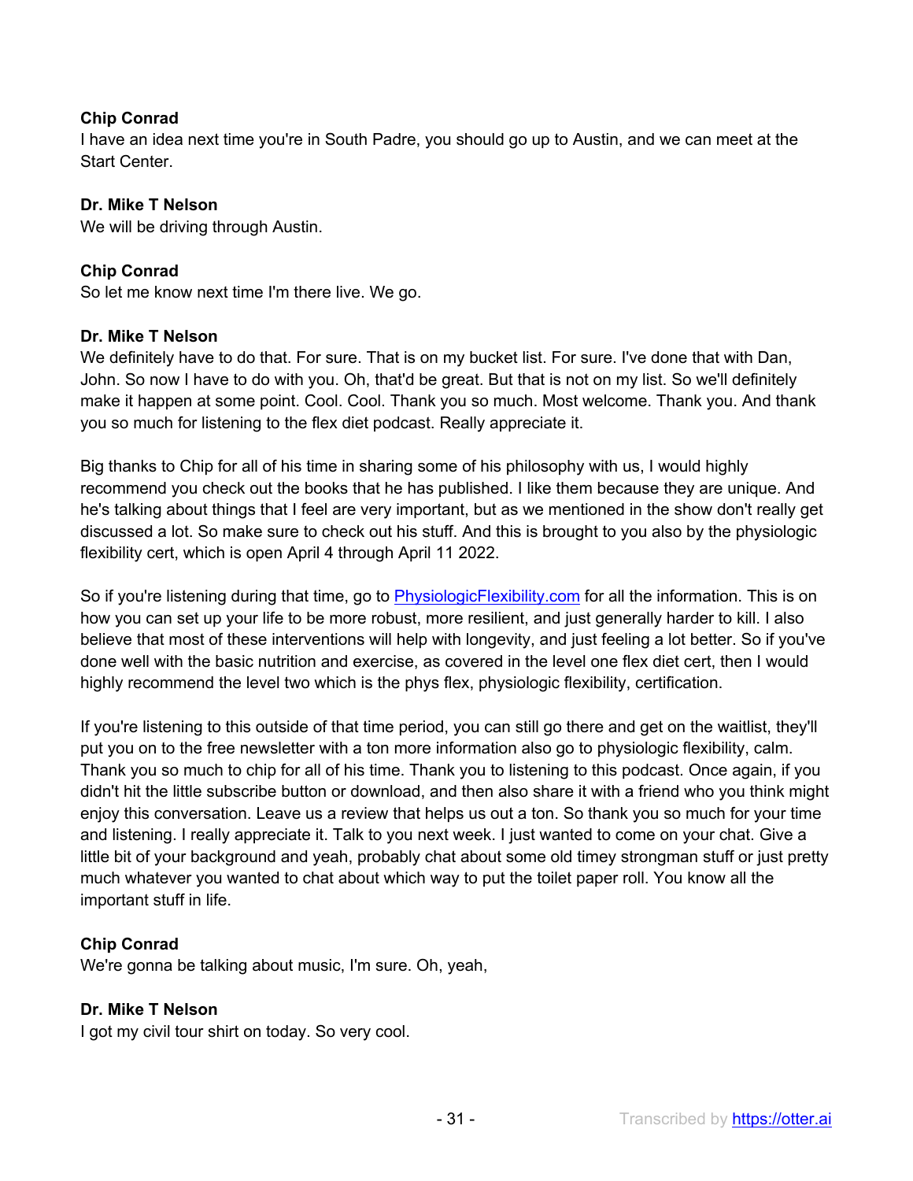**Chip Conrad**
I have an idea next time you're in South Padre, you should go up to Austin, and we can meet at the Start Center.

**Dr. Mike T Nelson**
We will be driving through Austin.

**Chip Conrad**
So let me know next time I'm there live. We go.

**Dr. Mike T Nelson**
We definitely have to do that. For sure. That is on my bucket list. For sure. I've done that with Dan, John. So now I have to do with you. Oh, that'd be great. But that is not on my list. So we'll definitely make it happen at some point. Cool. Cool. Thank you so much. Most welcome. Thank you. And thank you so much for listening to the flex diet podcast. Really appreciate it.

Big thanks to Chip for all of his time in sharing some of his philosophy with us, I would highly recommend you check out the books that he has published. I like them because they are unique. And he's talking about things that I feel are very important, but as we mentioned in the show don't really get discussed a lot. So make sure to check out his stuff. And this is brought to you also by the physiologic flexibility cert, which is open April 4 through April 11 2022.

So if you're listening during that time, go to [PhysiologicFlexibility.com](https://PhysiologicFlexibility.com) for all the information. This is on how you can set up your life to be more robust, more resilient, and just generally harder to kill. I also believe that most of these interventions will help with longevity, and just feeling a lot better. So if you've done well with the basic nutrition and exercise, as covered in the level one flex diet cert, then I would highly recommend the level two which is the phys flex, physiologic flexibility, certification.

If you're listening to this outside of that time period, you can still go there and get on the waitlist, they'll put you on to the free newsletter with a ton more information also go to physiologic flexibility, calm. Thank you so much to chip for all of his time. Thank you to listening to this podcast. Once again, if you didn't hit the little subscribe button or download, and then also share it with a friend who you think might enjoy this conversation. Leave us a review that helps us out a ton. So thank you so much for your time and listening. I really appreciate it. Talk to you next week. I just wanted to come on your chat. Give a little bit of your background and yeah, probably chat about some old timey strongman stuff or just pretty much whatever you wanted to chat about which way to put the toilet paper roll. You know all the important stuff in life.

**Chip Conrad**
We're gonna be talking about music, I'm sure. Oh, yeah,

**Dr. Mike T Nelson**
I got my civil tour shirt on today. So very cool.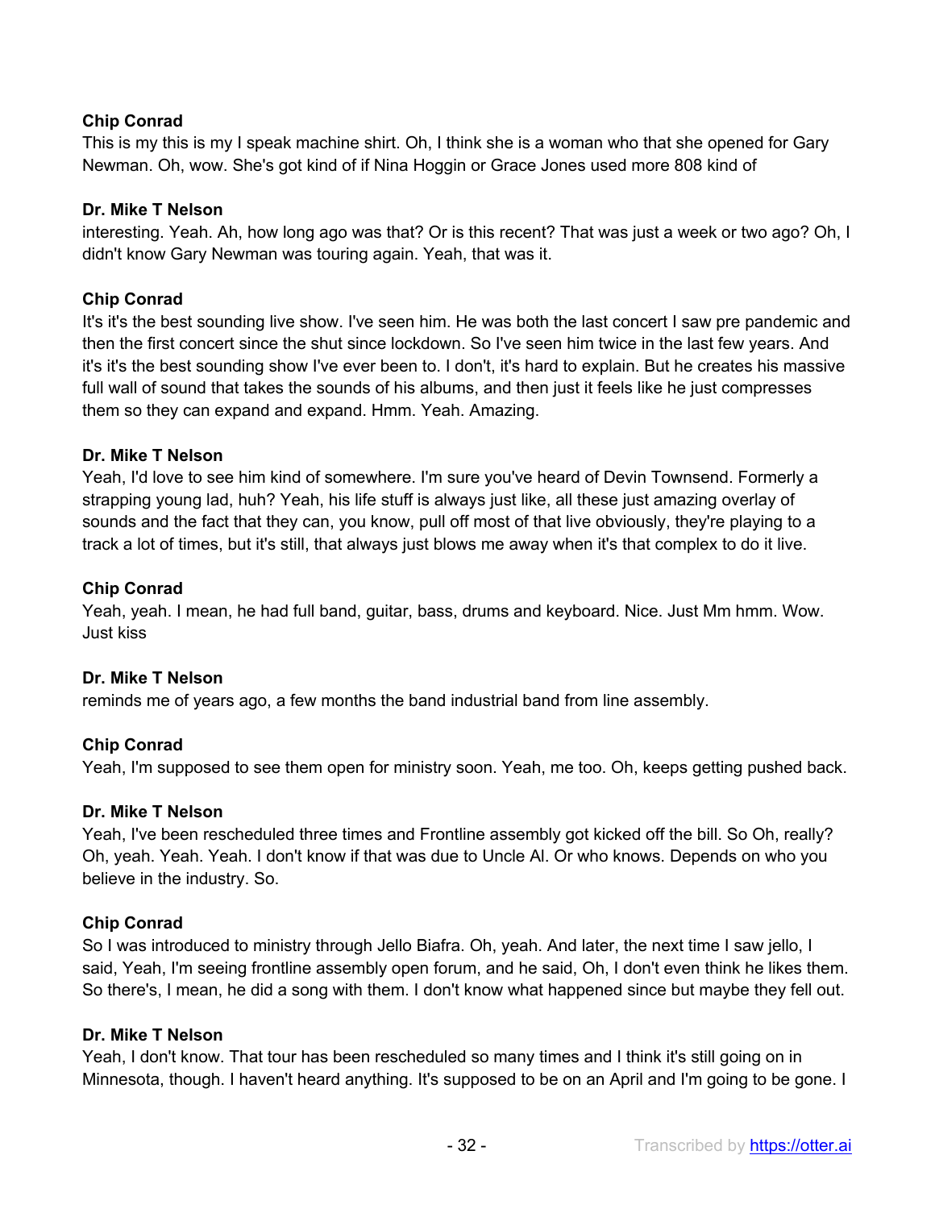**Chip Conrad**
This is my this is my I speak machine shirt. Oh, I think she is a woman who that she opened for Gary Newman. Oh, wow. She's got kind of if Nina Hoggin or Grace Jones used more 808 kind of

**Dr. Mike T Nelson**
interesting. Yeah. Ah, how long ago was that? Or is this recent? That was just a week or two ago? Oh, I didn't know Gary Newman was touring again. Yeah, that was it.

**Chip Conrad**
It's it's the best sounding live show. I've seen him. He was both the last concert I saw pre pandemic and then the first concert since the shut since lockdown. So I've seen him twice in the last few years. And it's it's the best sounding show I've ever been to. I don't, it's hard to explain. But he creates his massive full wall of sound that takes the sounds of his albums, and then just it feels like he just compresses them so they can expand and expand. Hmm. Yeah. Amazing.

**Dr. Mike T Nelson**
Yeah, I'd love to see him kind of somewhere. I'm sure you've heard of Devin Townsend. Formerly a strapping young lad, huh? Yeah, his life stuff is always just like, all these just amazing overlay of sounds and the fact that they can, you know, pull off most of that live obviously, they're playing to a track a lot of times, but it's still, that always just blows me away when it's that complex to do it live.

**Chip Conrad**
Yeah, yeah. I mean, he had full band, guitar, bass, drums and keyboard. Nice. Just Mm hmm. Wow. Just kiss

**Dr. Mike T Nelson**
reminds me of years ago, a few months the band industrial band from line assembly.

**Chip Conrad**
Yeah, I'm supposed to see them open for ministry soon. Yeah, me too. Oh, keeps getting pushed back.

**Dr. Mike T Nelson**
Yeah, I've been rescheduled three times and Frontline assembly got kicked off the bill. So Oh, really? Oh, yeah. Yeah. Yeah. I don't know if that was due to Uncle Al. Or who knows. Depends on who you believe in the industry. So.

**Chip Conrad**
So I was introduced to ministry through Jello Biafra. Oh, yeah. And later, the next time I saw jello, I said, Yeah, I'm seeing frontline assembly open forum, and he said, Oh, I don't even think he likes them. So there's, I mean, he did a song with them. I don't know what happened since but maybe they fell out.

**Dr. Mike T Nelson**
Yeah, I don't know. That tour has been rescheduled so many times and I think it's still going on in Minnesota, though. I haven't heard anything. It's supposed to be on an April and I'm going to be gone. I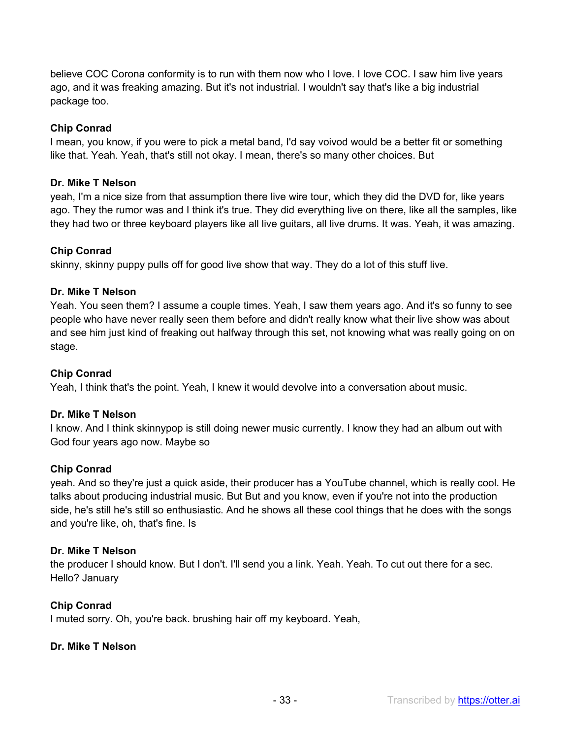believe COC Corona conformity is to run with them now who I love. I love COC. I saw him live years ago, and it was freaking amazing. But it's not industrial. I wouldn't say that's like a big industrial package too.

**Chip Conrad**
I mean, you know, if you were to pick a metal band, I'd say voivod would be a better fit or something like that. Yeah. Yeah, that's still not okay. I mean, there's so many other choices. But

**Dr. Mike T Nelson**
yeah, I'm a nice size from that assumption there live wire tour, which they did the DVD for, like years ago. They the rumor was and I think it's true. They did everything live on there, like all the samples, like they had two or three keyboard players like all live guitars, all live drums. It was. Yeah, it was amazing.

**Chip Conrad**
skinny, skinny puppy pulls off for good live show that way. They do a lot of this stuff live.

**Dr. Mike T Nelson**
Yeah. You seen them? I assume a couple times. Yeah, I saw them years ago. And it's so funny to see people who have never really seen them before and didn't really know what their live show was about and see him just kind of freaking out halfway through this set, not knowing what was really going on on stage.

**Chip Conrad**
Yeah, I think that's the point. Yeah, I knew it would devolve into a conversation about music.

**Dr. Mike T Nelson**
I know. And I think skinnypop is still doing newer music currently. I know they had an album out with God four years ago now. Maybe so

**Chip Conrad**
yeah. And so they're just a quick aside, their producer has a YouTube channel, which is really cool. He talks about producing industrial music. But But and you know, even if you're not into the production side, he's still he's still so enthusiastic. And he shows all these cool things that he does with the songs and you're like, oh, that's fine. Is

**Dr. Mike T Nelson**
the producer I should know. But I don't. I'll send you a link. Yeah. Yeah. To cut out there for a sec. Hello? January

**Chip Conrad**
I muted sorry. Oh, you're back. brushing hair off my keyboard. Yeah,

**Dr. Mike T Nelson**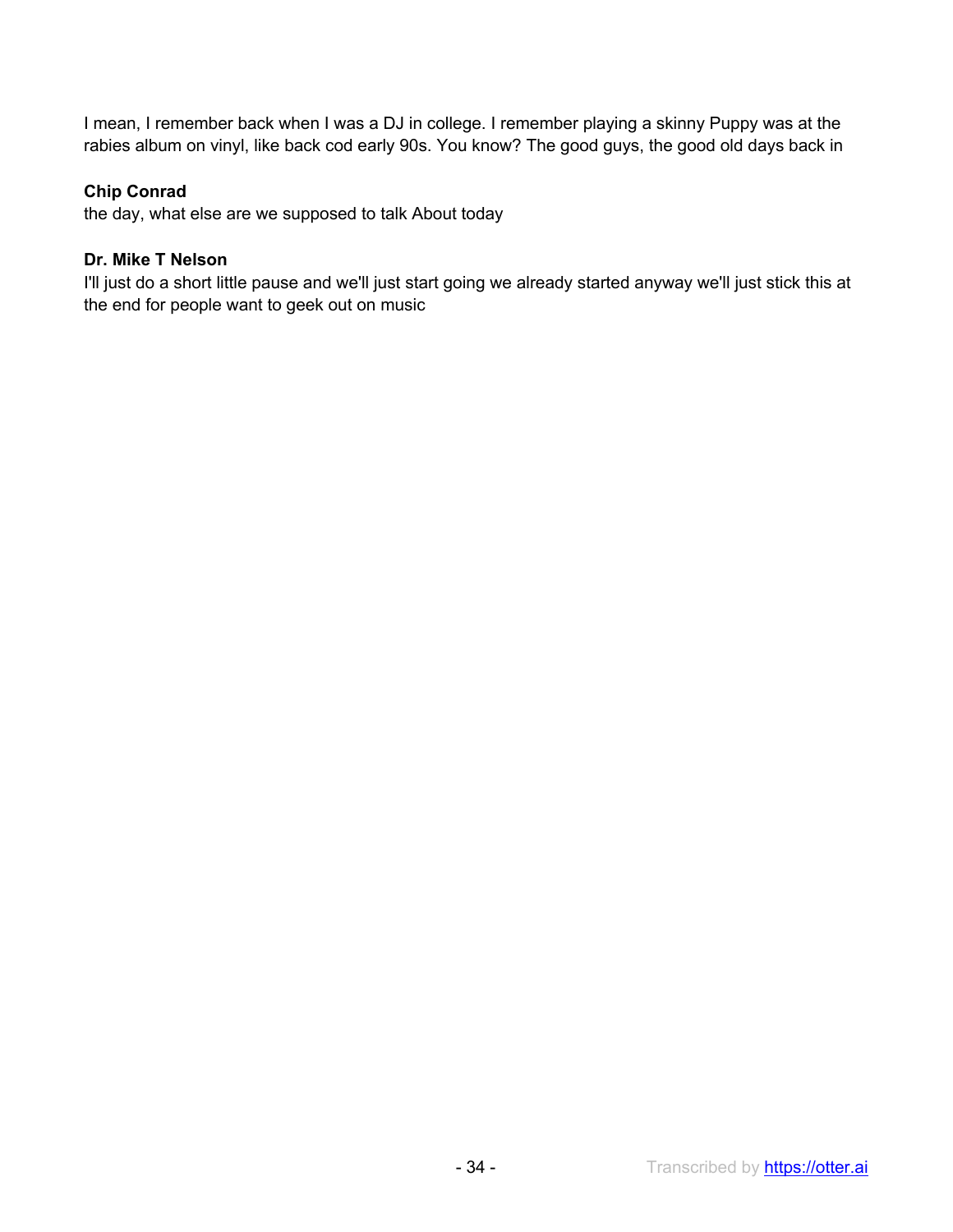I mean, I remember back when I was a DJ in college. I remember playing a skinny Puppy was at the rabies album on vinyl, like back cod early 90s. You know? The good guys, the good old days back in

**Chip Conrad**
the day, what else are we supposed to talk About today

**Dr. Mike T Nelson**
I'll just do a short little pause and we'll just start going we already started anyway we'll just stick this at the end for people want to geek out on music